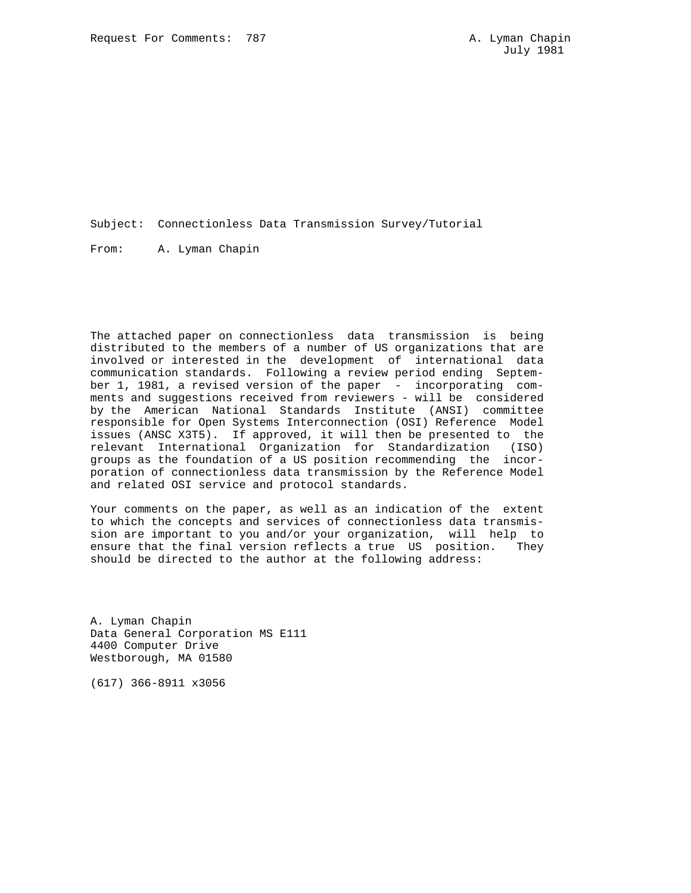Request For Comments: 787 A. Lyman Chapin
July 1981

Subject: Connectionless Data Transmission Survey/Tutorial

From: A. Lyman Chapin

The attached paper on connectionless data transmission is being distributed to the members of a number of US organizations that are involved or interested in the development of international data communication standards. Following a review period ending September 1, 1981, a revised version of the paper - incorporating comments and suggestions received from reviewers - will be considered by the American National Standards Institute (ANSI) committee responsible for Open Systems Interconnection (OSI) Reference Model issues (ANSC X3T5). If approved, it will then be presented to the relevant International Organization for Standardization (ISO) groups as the foundation of a US position recommending the incorporation of connectionless data transmission by the Reference Model and related OSI service and protocol standards.

Your comments on the paper, as well as an indication of the extent to which the concepts and services of connectionless data transmission are important to you and/or your organization, will help to ensure that the final version reflects a true US position. They should be directed to the author at the following address:

A. Lyman Chapin
Data General Corporation MS E111
4400 Computer Drive
Westborough, MA 01580

(617) 366-8911 x3056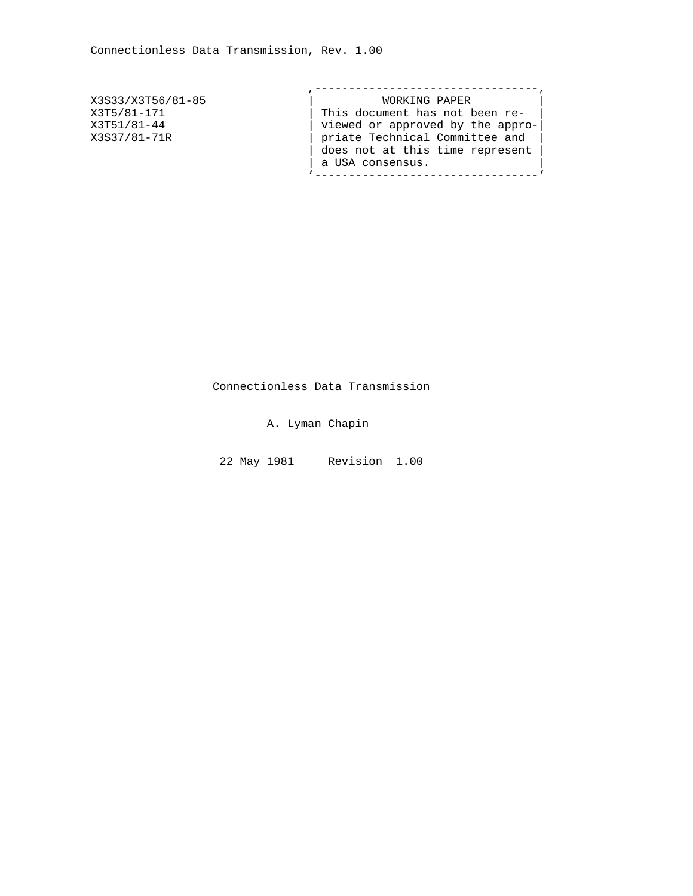X3S33/X3T56/81-85
X3T5/81-171
X3T51/81-44
X3S37/81-71R

```
,---------------------------------,
|          WORKING PAPER          |
| This document has not been re-  |
| viewed or approved by the appro-|
| priate Technical Committee and  |
| does not at this time represent |
| a USA consensus.                |
'---------------------------------'
```

# Connectionless Data Transmission

A. Lyman Chapin

22 May 1981     Revision  1.00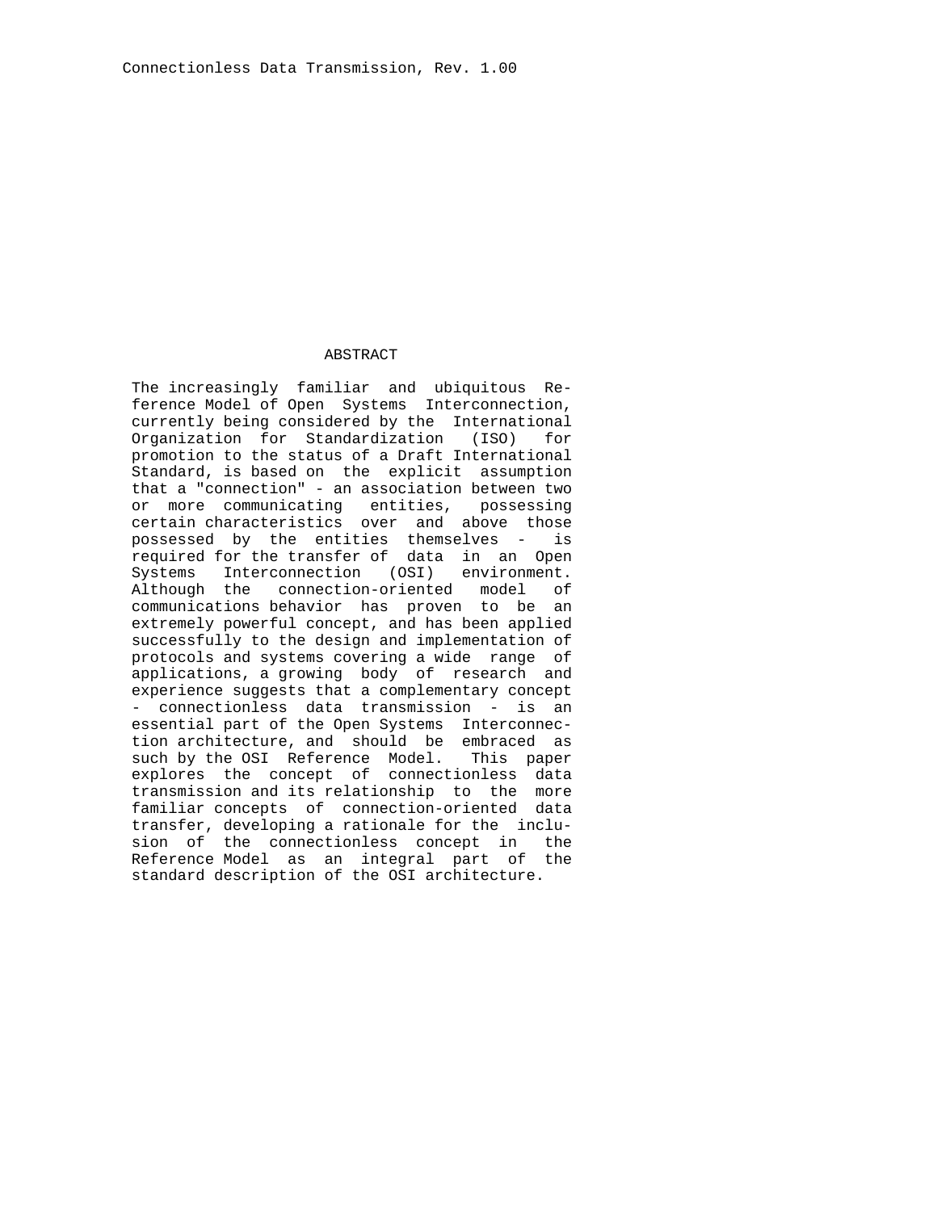## ABSTRACT

The increasingly familiar and ubiquitous Reference Model of Open Systems Interconnection, currently being considered by the International Organization for Standardization (ISO) for promotion to the status of a Draft International Standard, is based on the explicit assumption that a "connection" - an association between two or more communicating entities, possessing certain characteristics over and above those possessed by the entities themselves - is required for the transfer of data in an Open Systems Interconnection (OSI) environment. Although the connection-oriented model of communications behavior has proven to be an extremely powerful concept, and has been applied successfully to the design and implementation of protocols and systems covering a wide range of applications, a growing body of research and experience suggests that a complementary concept - connectionless data transmission - is an essential part of the Open Systems Interconnection architecture, and should be embraced as such by the OSI Reference Model. This paper explores the concept of connectionless data transmission and its relationship to the more familiar concepts of connection-oriented data transfer, developing a rationale for the inclusion of the connectionless concept in the Reference Model as an integral part of the standard description of the OSI architecture.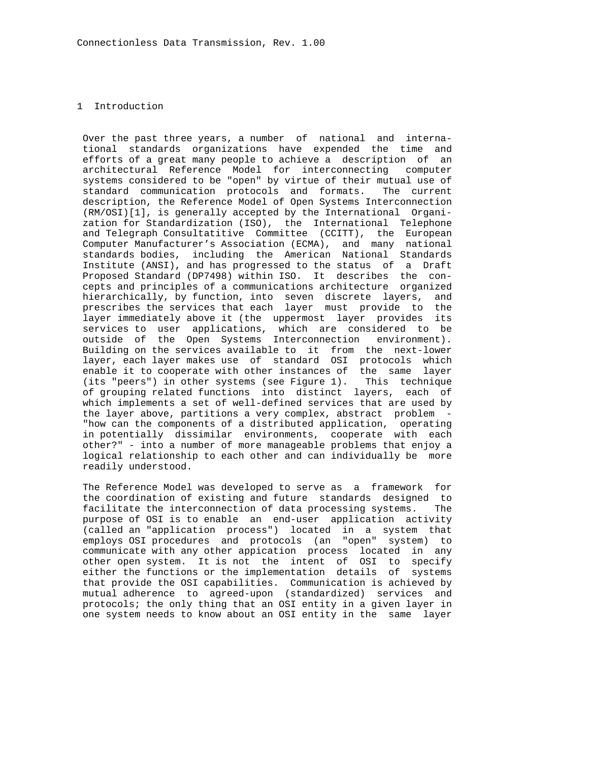# 1 Introduction

Over the past three years, a number of national and international standards organizations have expended the time and efforts of a great many people to achieve a description of an architectural Reference Model for interconnecting computer systems considered to be "open" by virtue of their mutual use of standard communication protocols and formats. The current description, the Reference Model of Open Systems Interconnection (RM/OSI)[1], is generally accepted by the International Organization for Standardization (ISO), the International Telephone and Telegraph Consultatitive Committee (CCITT), the European Computer Manufacturer's Association (ECMA), and many national standards bodies, including the American National Standards Institute (ANSI), and has progressed to the status of a Draft Proposed Standard (DP7498) within ISO. It describes the concepts and principles of a communications architecture organized hierarchically, by function, into seven discrete layers, and prescribes the services that each layer must provide to the layer immediately above it (the uppermost layer provides its services to user applications, which are considered to be outside of the Open Systems Interconnection environment). Building on the services available to it from the next-lower layer, each layer makes use of standard OSI protocols which enable it to cooperate with other instances of the same layer (its "peers") in other systems (see Figure 1). This technique of grouping related functions into distinct layers, each of which implements a set of well-defined services that are used by the layer above, partitions a very complex, abstract problem - "how can the components of a distributed application, operating in potentially dissimilar environments, cooperate with each other?" - into a number of more manageable problems that enjoy a logical relationship to each other and can individually be more readily understood.

The Reference Model was developed to serve as a framework for the coordination of existing and future standards designed to facilitate the interconnection of data processing systems. The purpose of OSI is to enable an end-user application activity (called an "application process") located in a system that employs OSI procedures and protocols (an "open" system) to communicate with any other appication process located in any other open system. It is not the intent of OSI to specify either the functions or the implementation details of systems that provide the OSI capabilities. Communication is achieved by mutual adherence to agreed-upon (standardized) services and protocols; the only thing that an OSI entity in a given layer in one system needs to know about an OSI entity in the same layer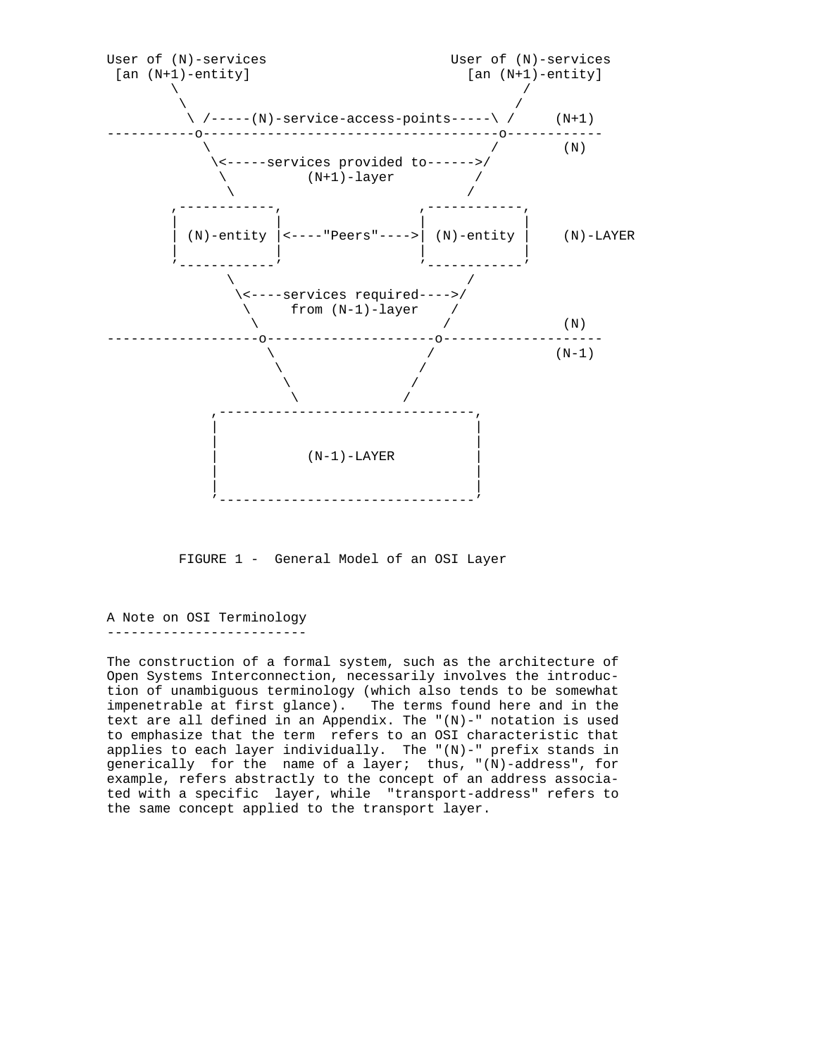```
User of (N)-services                         User of (N)-services
 [an (N+1)-entity]                             [an (N+1)-entity]
         \                                           /
          \                                         /
           \ /-----(N)-service-access-points-----\ /     (N+1)
-----------o-------------------------------------o------------
            \                                   /        (N)
             \<-----services provided to------>/
              \         (N+1)-layer           /
               \                             /
        ,------------,                 ,------------,
        |            |                 |            |
        | (N)-entity |<----"Peers"---->| (N)-entity |    (N)-LAYER
        |            |                 |            |
        '------------'                 '------------'
               \                             /
                \<----services required---->/
                 \     from (N-1)-layer    /
                  \                       /              (N)
------------------o---------------------o--------------------
                   \                   /                (N-1)
                    \                 /
                     \               /
                      \             /
             ,--------------------------------,
             |                                |
             |                                |
             |           (N-1)-LAYER          |
             |                                |
             |                                |
             '--------------------------------'
```

FIGURE 1 - General Model of an OSI Layer

## A Note on OSI Terminology

The construction of a formal system, such as the architecture of Open Systems Interconnection, necessarily involves the introduction of unambiguous terminology (which also tends to be somewhat impenetrable at first glance). The terms found here and in the text are all defined in an Appendix. The "(N)-" notation is used to emphasize that the term refers to an OSI characteristic that applies to each layer individually. The "(N)-" prefix stands in generically for the name of a layer; thus, "(N)-address", for example, refers abstractly to the concept of an address associated with a specific layer, while "transport-address" refers to the same concept applied to the transport layer.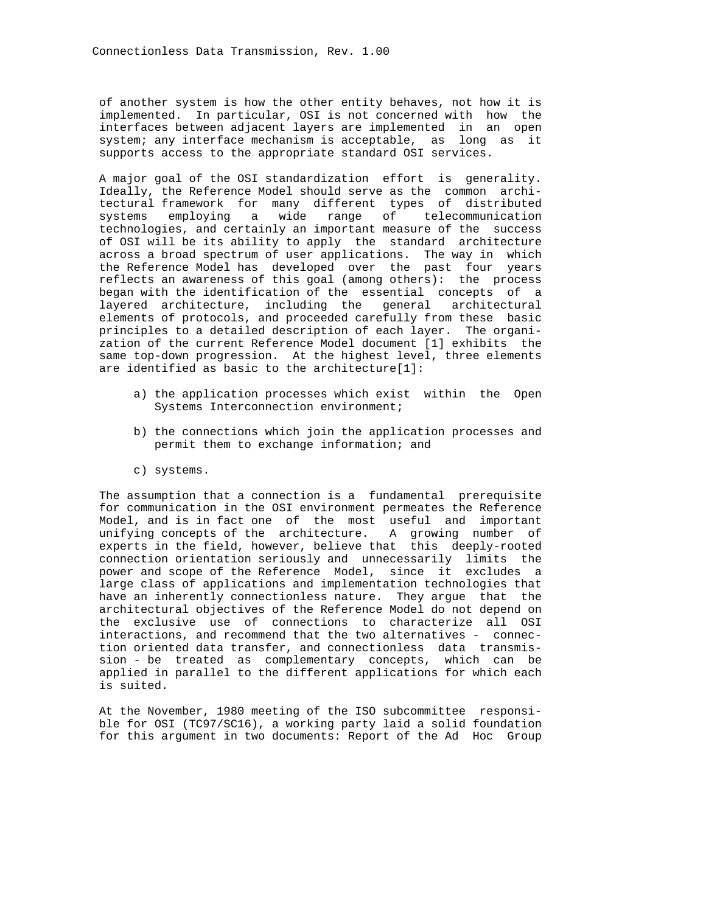of another system is how the other entity behaves, not how it is implemented. In particular, OSI is not concerned with how the interfaces between adjacent layers are implemented in an open system; any interface mechanism is acceptable, as long as it supports access to the appropriate standard OSI services.

A major goal of the OSI standardization effort is generality. Ideally, the Reference Model should serve as the common architectural framework for many different types of distributed systems employing a wide range of telecommunication technologies, and certainly an important measure of the success of OSI will be its ability to apply the standard architecture across a broad spectrum of user applications. The way in which the Reference Model has developed over the past four years reflects an awareness of this goal (among others): the process began with the identification of the essential concepts of a layered architecture, including the general architectural elements of protocols, and proceeded carefully from these basic principles to a detailed description of each layer. The organization of the current Reference Model document [1] exhibits the same top-down progression. At the highest level, three elements are identified as basic to the architecture[1]:

a) the application processes which exist within the Open Systems Interconnection environment;

b) the connections which join the application processes and permit them to exchange information; and

c) systems.

The assumption that a connection is a fundamental prerequisite for communication in the OSI environment permeates the Reference Model, and is in fact one of the most useful and important unifying concepts of the architecture. A growing number of experts in the field, however, believe that this deeply-rooted connection orientation seriously and unnecessarily limits the power and scope of the Reference Model, since it excludes a large class of applications and implementation technologies that have an inherently connectionless nature. They argue that the architectural objectives of the Reference Model do not depend on the exclusive use of connections to characterize all OSI interactions, and recommend that the two alternatives - connection oriented data transfer, and connectionless data transmission - be treated as complementary concepts, which can be applied in parallel to the different applications for which each is suited.

At the November, 1980 meeting of the ISO subcommittee responsible for OSI (TC97/SC16), a working party laid a solid foundation for this argument in two documents: Report of the Ad Hoc Group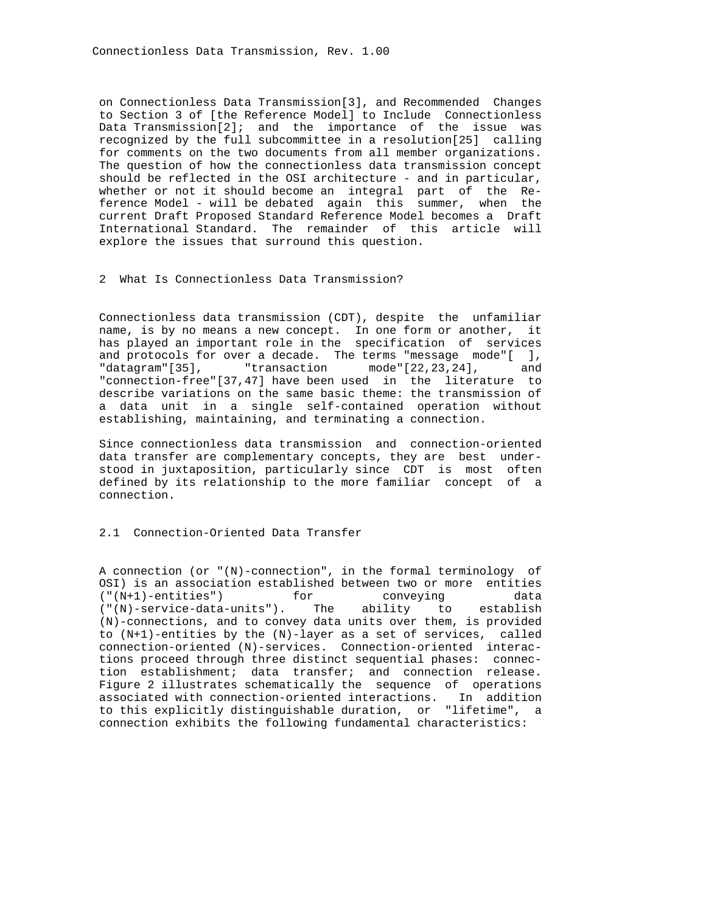on Connectionless Data Transmission[3], and Recommended Changes to Section 3 of [the Reference Model] to Include Connectionless Data Transmission[2]; and the importance of the issue was recognized by the full subcommittee in a resolution[25] calling for comments on the two documents from all member organizations. The question of how the connectionless data transmission concept should be reflected in the OSI architecture - and in particular, whether or not it should become an integral part of the Reference Model - will be debated again this summer, when the current Draft Proposed Standard Reference Model becomes a Draft International Standard. The remainder of this article will explore the issues that surround this question.

## 2 What Is Connectionless Data Transmission?

Connectionless data transmission (CDT), despite the unfamiliar name, is by no means a new concept. In one form or another, it has played an important role in the specification of services and protocols for over a decade. The terms "message mode"[ ], "datagram"[35], "transaction mode"[22,23,24], and "connection-free"[37,47] have been used in the literature to describe variations on the same basic theme: the transmission of a data unit in a single self-contained operation without establishing, maintaining, and terminating a connection.

Since connectionless data transmission and connection-oriented data transfer are complementary concepts, they are best understood in juxtaposition, particularly since CDT is most often defined by its relationship to the more familiar concept of a connection.

### 2.1 Connection-Oriented Data Transfer

A connection (or "(N)-connection", in the formal terminology of OSI) is an association established between two or more entities ("(N+1)-entities") for conveying data ("(N)-service-data-units"). The ability to establish (N)-connections, and to convey data units over them, is provided to (N+1)-entities by the (N)-layer as a set of services, called connection-oriented (N)-services. Connection-oriented interactions proceed through three distinct sequential phases: connection establishment; data transfer; and connection release. Figure 2 illustrates schematically the sequence of operations associated with connection-oriented interactions. In addition to this explicitly distinguishable duration, or "lifetime", a connection exhibits the following fundamental characteristics: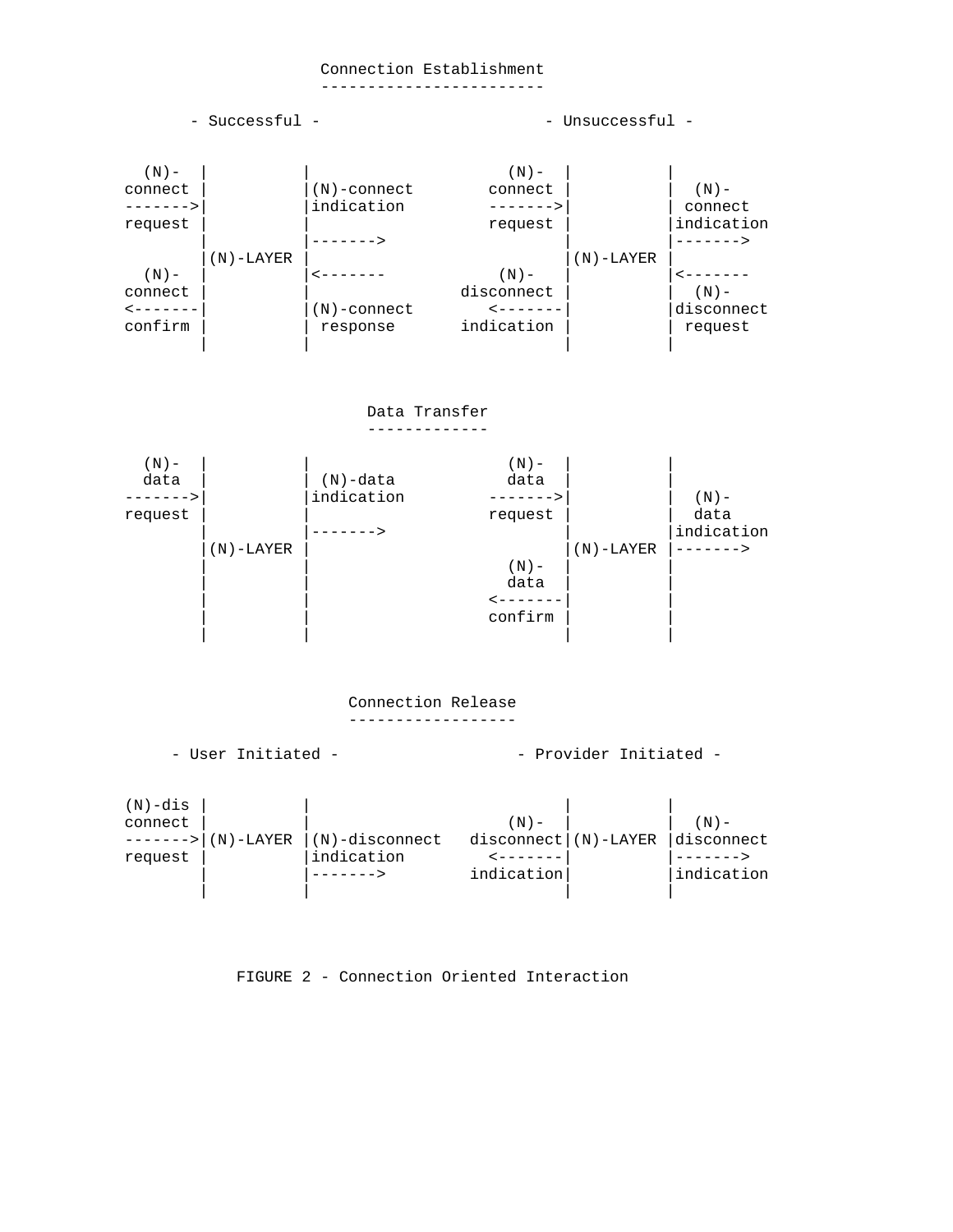```
                    Connection Establishment
                    ------------------------

       - Successful -                       - Unsuccessful -


   (N)-  |          |                     (N)-  |          |
 connect |          |(N)-connect        connect |          |  (N)-
 ------->|          |indication         ------->|          | connect
 request |          |                   request |          |indication
         |          |------->                   |          |------->
         |(N)-LAYER |                           |(N)-LAYER |
   (N)-  |          |<-------              (N)-  |          |<-------
 connect |          |                  disconnect |          |  (N)-
 <-------|          |(N)-connect          <-------|          |disconnect
 confirm |          | response         indication |          | request
         |          |                           |          |



                         Data Transfer
                         -------------

   (N)-  |          |                     (N)-  |          |
   data  |          | (N)-data            data  |          |
 ------->|          |indication         ------->|          |  (N)-
 request |          |                   request |          |  data
         |          |------->                   |          |indication
         |(N)-LAYER |                           |(N)-LAYER |------->
         |          |                     (N)-  |          |
         |          |                     data  |          |
         |          |                   <-------|          |
         |          |                   confirm |          |
         |          |                           |          |



                        Connection Release
                        ------------------

     - User Initiated -                 - Provider Initiated -


(N)-dis  |          |                           |          |
connect  |          |                     (N)-  |          |  (N)-
 ------->|(N)-LAYER |(N)-disconnect   disconnect|(N)-LAYER |disconnect
request  |          |indication         <-------|          |------->
         |          |------->          indication|          |indication
         |          |                           |          |



             FIGURE 2 - Connection Oriented Interaction
```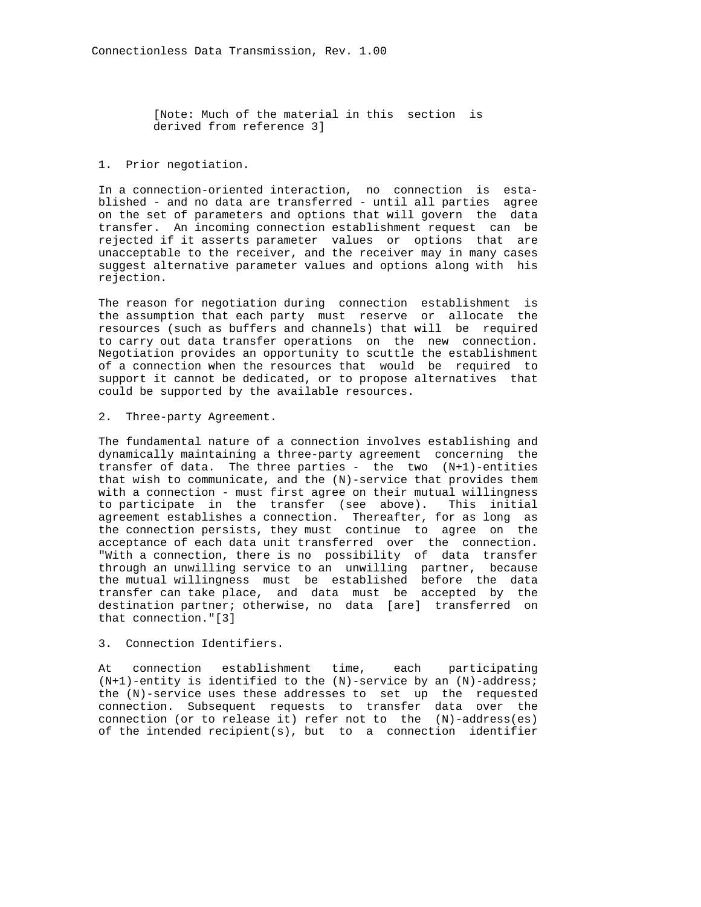[Note: Much of the material in this section is derived from reference 3]

1. Prior negotiation.

In a connection-oriented interaction, no connection is established - and no data are transferred - until all parties agree on the set of parameters and options that will govern the data transfer. An incoming connection establishment request can be rejected if it asserts parameter values or options that are unacceptable to the receiver, and the receiver may in many cases suggest alternative parameter values and options along with his rejection.

The reason for negotiation during connection establishment is the assumption that each party must reserve or allocate the resources (such as buffers and channels) that will be required to carry out data transfer operations on the new connection. Negotiation provides an opportunity to scuttle the establishment of a connection when the resources that would be required to support it cannot be dedicated, or to propose alternatives that could be supported by the available resources.

2. Three-party Agreement.

The fundamental nature of a connection involves establishing and dynamically maintaining a three-party agreement concerning the transfer of data. The three parties - the two (N+1)-entities that wish to communicate, and the (N)-service that provides them with a connection - must first agree on their mutual willingness to participate in the transfer (see above). This initial agreement establishes a connection. Thereafter, for as long as the connection persists, they must continue to agree on the acceptance of each data unit transferred over the connection. "With a connection, there is no possibility of data transfer through an unwilling service to an unwilling partner, because the mutual willingness must be established before the data transfer can take place, and data must be accepted by the destination partner; otherwise, no data [are] transferred on that connection."[3]

3. Connection Identifiers.

At connection establishment time, each participating (N+1)-entity is identified to the (N)-service by an (N)-address; the (N)-service uses these addresses to set up the requested connection. Subsequent requests to transfer data over the connection (or to release it) refer not to the (N)-address(es) of the intended recipient(s), but to a connection identifier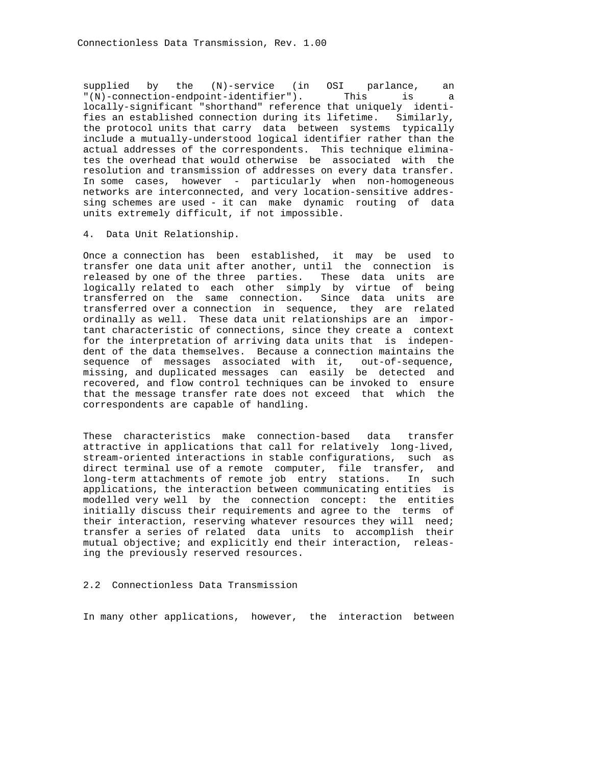supplied by the (N)-service (in OSI parlance, an "(N)-connection-endpoint-identifier"). This is a locally-significant "shorthand" reference that uniquely identifies an established connection during its lifetime. Similarly, the protocol units that carry data between systems typically include a mutually-understood logical identifier rather than the actual addresses of the correspondents. This technique eliminates the overhead that would otherwise be associated with the resolution and transmission of addresses on every data transfer. In some cases, however - particularly when non-homogeneous networks are interconnected, and very location-sensitive addressing schemes are used - it can make dynamic routing of data units extremely difficult, if not impossible.

4. Data Unit Relationship.

Once a connection has been established, it may be used to transfer one data unit after another, until the connection is released by one of the three parties. These data units are logically related to each other simply by virtue of being transferred on the same connection. Since data units are transferred over a connection in sequence, they are related ordinally as well. These data unit relationships are an important characteristic of connections, since they create a context for the interpretation of arriving data units that is independent of the data themselves. Because a connection maintains the sequence of messages associated with it, out-of-sequence, missing, and duplicated messages can easily be detected and recovered, and flow control techniques can be invoked to ensure that the message transfer rate does not exceed that which the correspondents are capable of handling.

These characteristics make connection-based data transfer attractive in applications that call for relatively long-lived, stream-oriented interactions in stable configurations, such as direct terminal use of a remote computer, file transfer, and long-term attachments of remote job entry stations. In such applications, the interaction between communicating entities is modelled very well by the connection concept: the entities initially discuss their requirements and agree to the terms of their interaction, reserving whatever resources they will need; transfer a series of related data units to accomplish their mutual objective; and explicitly end their interaction, releasing the previously reserved resources.

## 2.2 Connectionless Data Transmission

In many other applications, however, the interaction between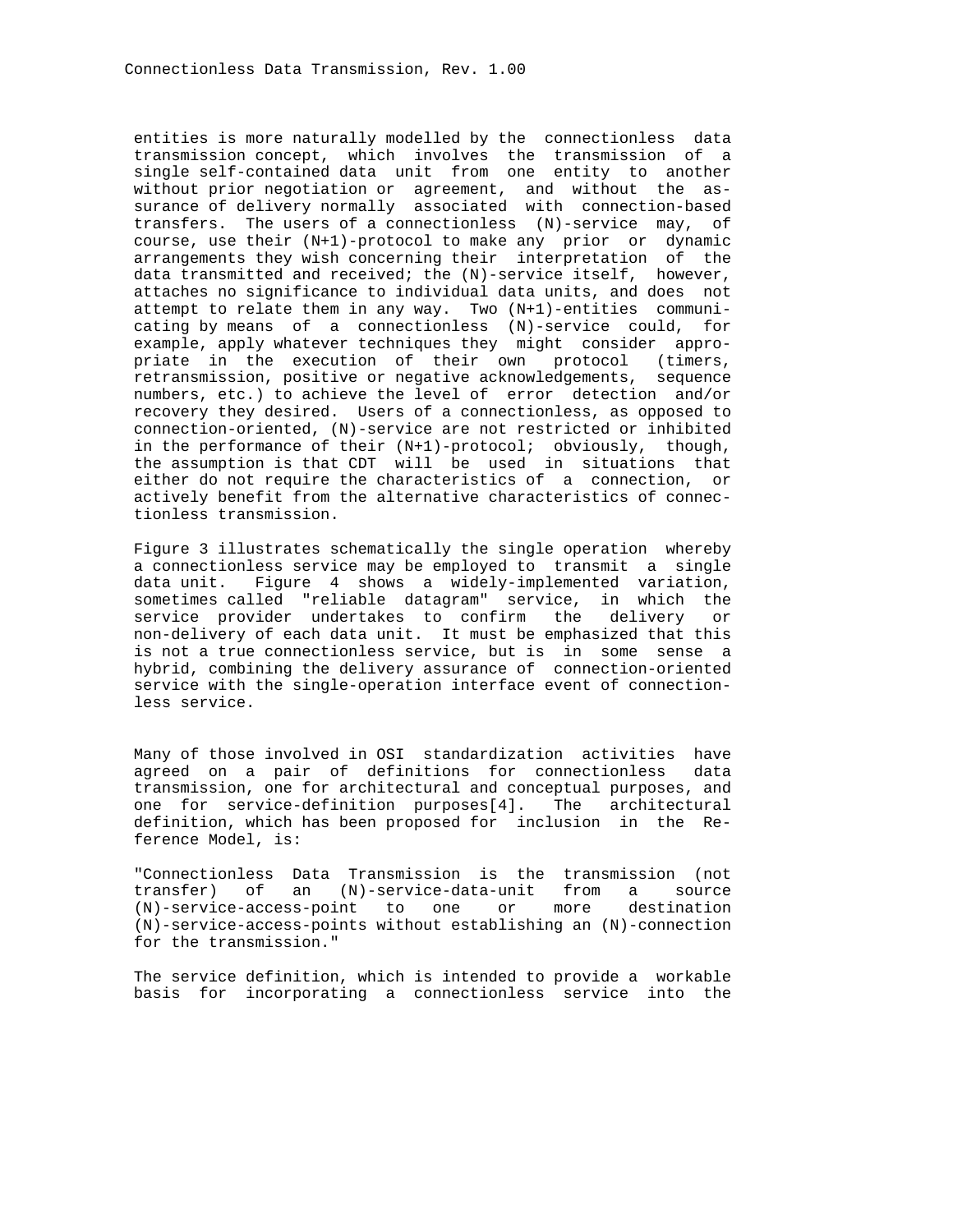entities is more naturally modelled by the connectionless data transmission concept, which involves the transmission of a single self-contained data unit from one entity to another without prior negotiation or agreement, and without the assurance of delivery normally associated with connection-based transfers. The users of a connectionless (N)-service may, of course, use their (N+1)-protocol to make any prior or dynamic arrangements they wish concerning their interpretation of the data transmitted and received; the (N)-service itself, however, attaches no significance to individual data units, and does not attempt to relate them in any way. Two (N+1)-entities communicating by means of a connectionless (N)-service could, for example, apply whatever techniques they might consider appropriate in the execution of their own protocol (timers, retransmission, positive or negative acknowledgements, sequence numbers, etc.) to achieve the level of error detection and/or recovery they desired. Users of a connectionless, as opposed to connection-oriented, (N)-service are not restricted or inhibited in the performance of their (N+1)-protocol; obviously, though, the assumption is that CDT will be used in situations that either do not require the characteristics of a connection, or actively benefit from the alternative characteristics of connectionless transmission.

Figure 3 illustrates schematically the single operation whereby a connectionless service may be employed to transmit a single data unit. Figure 4 shows a widely-implemented variation, sometimes called "reliable datagram" service, in which the service provider undertakes to confirm the delivery or non-delivery of each data unit. It must be emphasized that this is not a true connectionless service, but is in some sense a hybrid, combining the delivery assurance of connection-oriented service with the single-operation interface event of connectionless service.

Many of those involved in OSI standardization activities have agreed on a pair of definitions for connectionless data transmission, one for architectural and conceptual purposes, and one for service-definition purposes[4]. The architectural definition, which has been proposed for inclusion in the Reference Model, is:

"Connectionless Data Transmission is the transmission (not transfer) of an (N)-service-data-unit from a source (N)-service-access-point to one or more destination (N)-service-access-points without establishing an (N)-connection for the transmission."

The service definition, which is intended to provide a workable basis for incorporating a connectionless service into the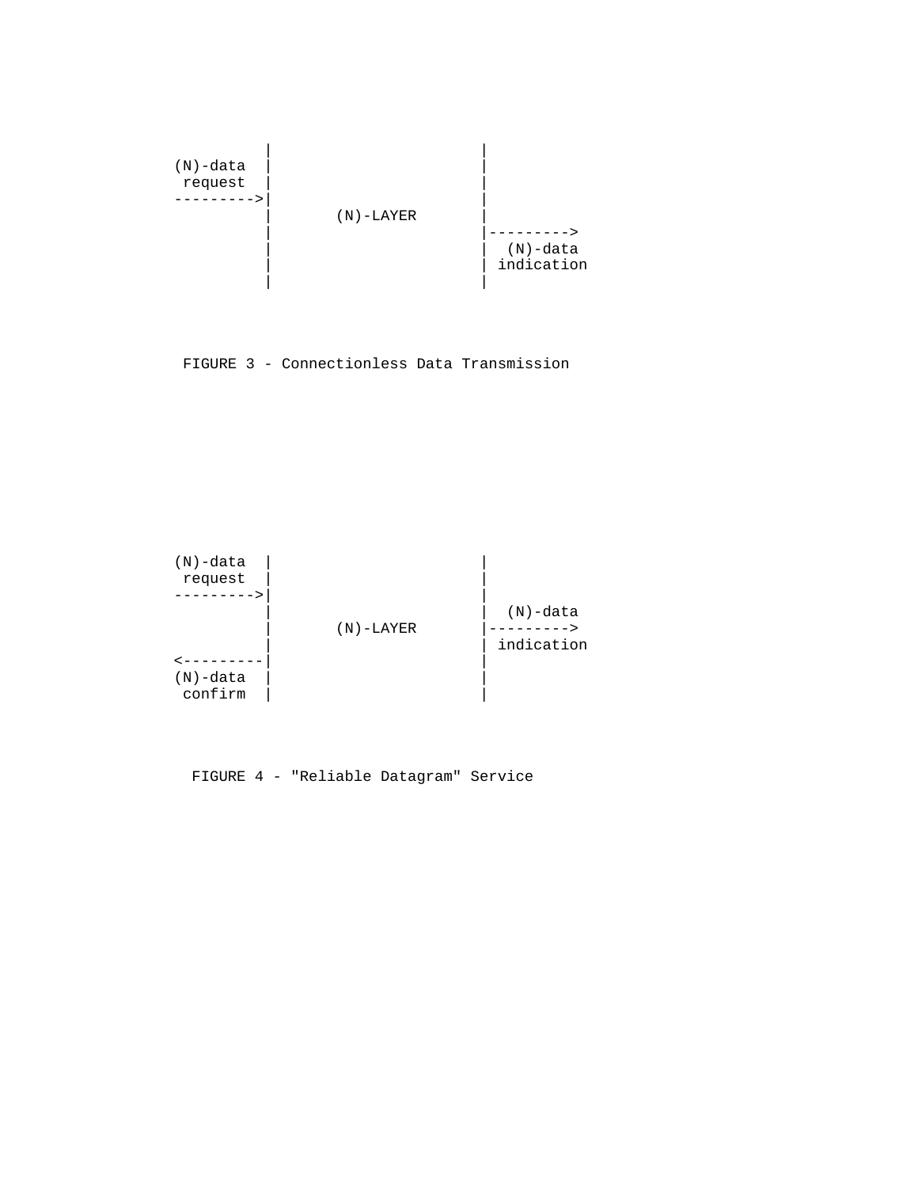```
          |                      |
(N)-data  |                      |
 request  |                      |
--------->|                      |
          |       (N)-LAYER      |
          |                      |--------->
          |                      |  (N)-data
          |                      | indication
          |                      |
```

FIGURE 3 - Connectionless Data Transmission

```
(N)-data  |                      |
 request  |                      |
--------->|                      |
          |                      |  (N)-data
          |       (N)-LAYER      |--------->
          |                      | indication
<---------|                      |
(N)-data  |                      |
 confirm  |                      |
```

FIGURE 4 - "Reliable Datagram" Service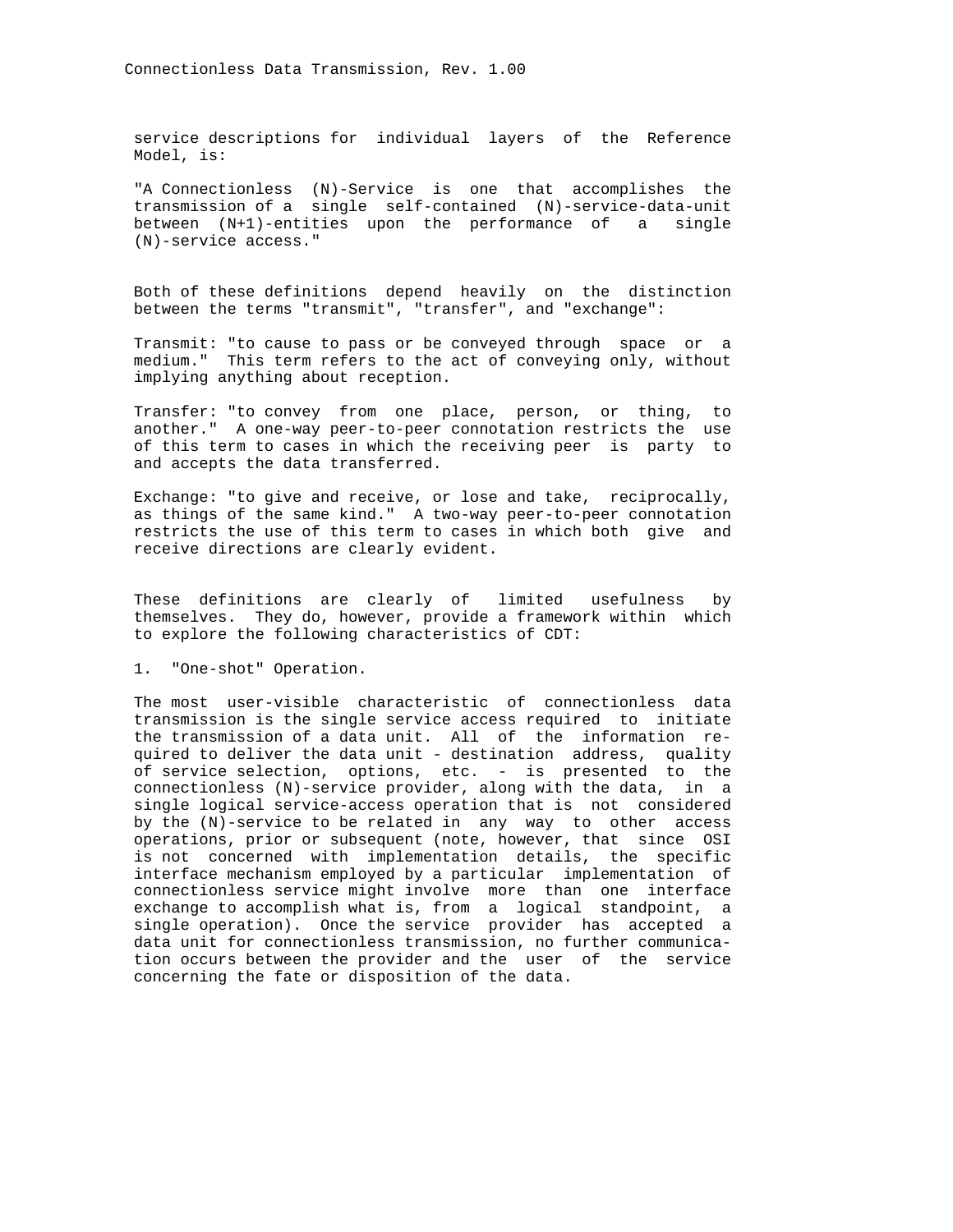service descriptions for individual layers of the Reference Model, is:

"A Connectionless (N)-Service is one that accomplishes the transmission of a single self-contained (N)-service-data-unit between (N+1)-entities upon the performance of a single (N)-service access."

Both of these definitions depend heavily on the distinction between the terms "transmit", "transfer", and "exchange":

Transmit: "to cause to pass or be conveyed through space or a medium." This term refers to the act of conveying only, without implying anything about reception.

Transfer: "to convey from one place, person, or thing, to another." A one-way peer-to-peer connotation restricts the use of this term to cases in which the receiving peer is party to and accepts the data transferred.

Exchange: "to give and receive, or lose and take, reciprocally, as things of the same kind." A two-way peer-to-peer connotation restricts the use of this term to cases in which both give and receive directions are clearly evident.

These definitions are clearly of limited usefulness by themselves. They do, however, provide a framework within which to explore the following characteristics of CDT:

1. "One-shot" Operation.

The most user-visible characteristic of connectionless data transmission is the single service access required to initiate the transmission of a data unit. All of the information required to deliver the data unit - destination address, quality of service selection, options, etc. - is presented to the connectionless (N)-service provider, along with the data, in a single logical service-access operation that is not considered by the (N)-service to be related in any way to other access operations, prior or subsequent (note, however, that since OSI is not concerned with implementation details, the specific interface mechanism employed by a particular implementation of connectionless service might involve more than one interface exchange to accomplish what is, from a logical standpoint, a single operation). Once the service provider has accepted a data unit for connectionless transmission, no further communication occurs between the provider and the user of the service concerning the fate or disposition of the data.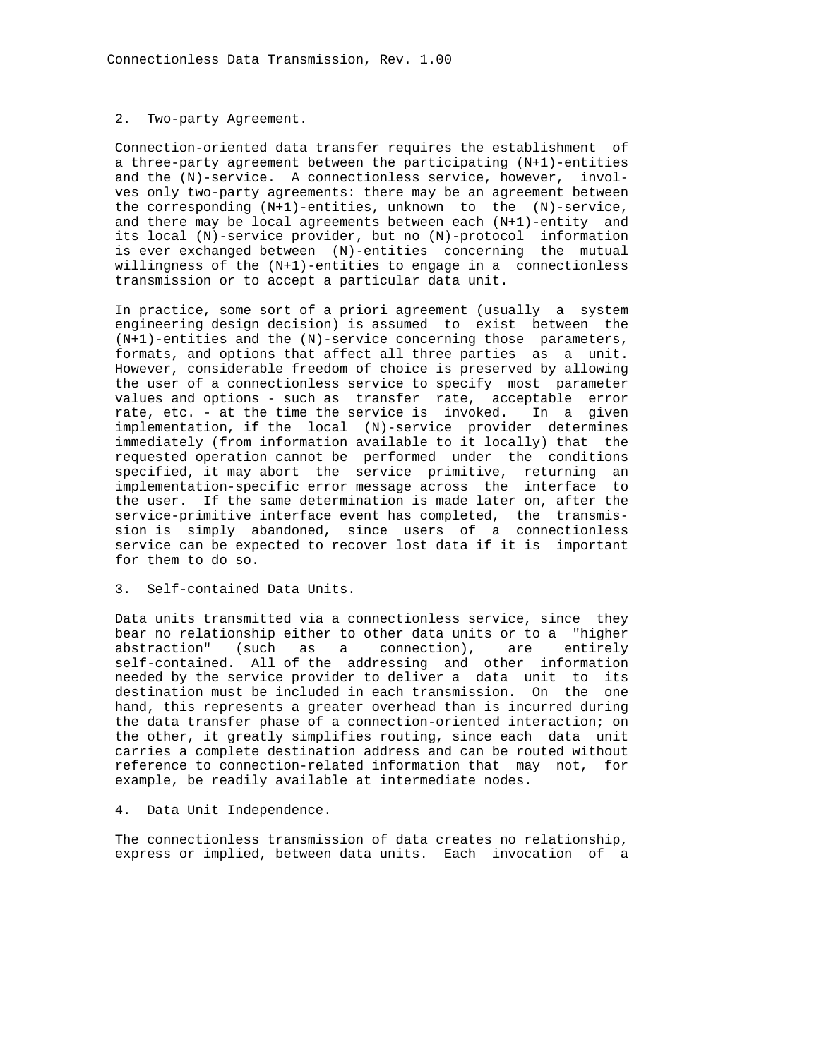## 2. Two-party Agreement.

Connection-oriented data transfer requires the establishment of a three-party agreement between the participating (N+1)-entities and the (N)-service. A connectionless service, however, involves only two-party agreements: there may be an agreement between the corresponding (N+1)-entities, unknown to the (N)-service, and there may be local agreements between each (N+1)-entity and its local (N)-service provider, but no (N)-protocol information is ever exchanged between (N)-entities concerning the mutual willingness of the (N+1)-entities to engage in a connectionless transmission or to accept a particular data unit.

In practice, some sort of a priori agreement (usually a system engineering design decision) is assumed to exist between the (N+1)-entities and the (N)-service concerning those parameters, formats, and options that affect all three parties as a unit. However, considerable freedom of choice is preserved by allowing the user of a connectionless service to specify most parameter values and options - such as transfer rate, acceptable error rate, etc. - at the time the service is invoked. In a given implementation, if the local (N)-service provider determines immediately (from information available to it locally) that the requested operation cannot be performed under the conditions specified, it may abort the service primitive, returning an implementation-specific error message across the interface to the user. If the same determination is made later on, after the service-primitive interface event has completed, the transmission is simply abandoned, since users of a connectionless service can be expected to recover lost data if it is important for them to do so.

## 3. Self-contained Data Units.

Data units transmitted via a connectionless service, since they bear no relationship either to other data units or to a "higher abstraction" (such as a connection), are entirely self-contained. All of the addressing and other information needed by the service provider to deliver a data unit to its destination must be included in each transmission. On the one hand, this represents a greater overhead than is incurred during the data transfer phase of a connection-oriented interaction; on the other, it greatly simplifies routing, since each data unit carries a complete destination address and can be routed without reference to connection-related information that may not, for example, be readily available at intermediate nodes.

## 4. Data Unit Independence.

The connectionless transmission of data creates no relationship, express or implied, between data units. Each invocation of a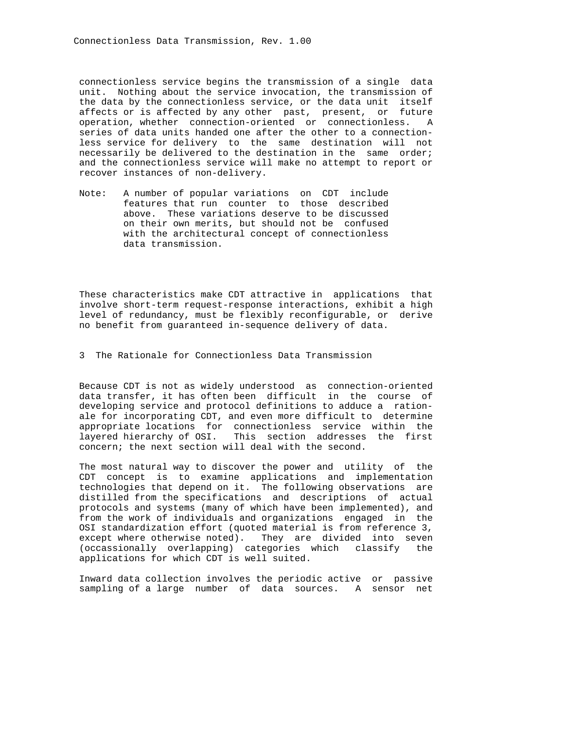connectionless service begins the transmission of a single data unit. Nothing about the service invocation, the transmission of the data by the connectionless service, or the data unit itself affects or is affected by any other past, present, or future operation, whether connection-oriented or connectionless. A series of data units handed one after the other to a connectionless service for delivery to the same destination will not necessarily be delivered to the destination in the same order; and the connectionless service will make no attempt to report or recover instances of non-delivery.

Note: A number of popular variations on CDT include features that run counter to those described above. These variations deserve to be discussed on their own merits, but should not be confused with the architectural concept of connectionless data transmission.

These characteristics make CDT attractive in applications that involve short-term request-response interactions, exhibit a high level of redundancy, must be flexibly reconfigurable, or derive no benefit from guaranteed in-sequence delivery of data.

## 3 The Rationale for Connectionless Data Transmission

Because CDT is not as widely understood as connection-oriented data transfer, it has often been difficult in the course of developing service and protocol definitions to adduce a rationale for incorporating CDT, and even more difficult to determine appropriate locations for connectionless service within the layered hierarchy of OSI. This section addresses the first concern; the next section will deal with the second.

The most natural way to discover the power and utility of the CDT concept is to examine applications and implementation technologies that depend on it. The following observations are distilled from the specifications and descriptions of actual protocols and systems (many of which have been implemented), and from the work of individuals and organizations engaged in the OSI standardization effort (quoted material is from reference 3, except where otherwise noted). They are divided into seven (occassionally overlapping) categories which classify the applications for which CDT is well suited.

Inward data collection involves the periodic active or passive sampling of a large number of data sources. A sensor net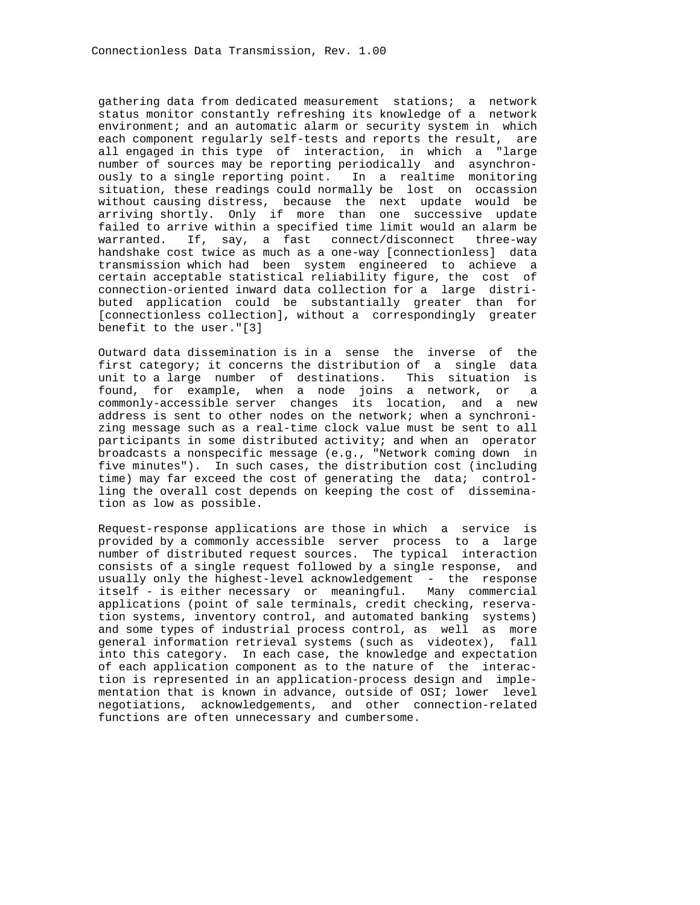gathering data from dedicated measurement stations; a network status monitor constantly refreshing its knowledge of a network environment; and an automatic alarm or security system in which each component regularly self-tests and reports the result, are all engaged in this type of interaction, in which a "large number of sources may be reporting periodically and asynchronously to a single reporting point. In a realtime monitoring situation, these readings could normally be lost on occassion without causing distress, because the next update would be arriving shortly. Only if more than one successive update failed to arrive within a specified time limit would an alarm be warranted. If, say, a fast connect/disconnect three-way handshake cost twice as much as a one-way [connectionless] data transmission which had been system engineered to achieve a certain acceptable statistical reliability figure, the cost of connection-oriented inward data collection for a large distributed application could be substantially greater than for [connectionless collection], without a correspondingly greater benefit to the user."[3]

Outward data dissemination is in a sense the inverse of the first category; it concerns the distribution of a single data unit to a large number of destinations. This situation is found, for example, when a node joins a network, or a commonly-accessible server changes its location, and a new address is sent to other nodes on the network; when a synchronizing message such as a real-time clock value must be sent to all participants in some distributed activity; and when an operator broadcasts a nonspecific message (e.g., "Network coming down in five minutes"). In such cases, the distribution cost (including time) may far exceed the cost of generating the data; controlling the overall cost depends on keeping the cost of dissemination as low as possible.

Request-response applications are those in which a service is provided by a commonly accessible server process to a large number of distributed request sources. The typical interaction consists of a single request followed by a single response, and usually only the highest-level acknowledgement - the response itself - is either necessary or meaningful. Many commercial applications (point of sale terminals, credit checking, reservation systems, inventory control, and automated banking systems) and some types of industrial process control, as well as more general information retrieval systems (such as videotex), fall into this category. In each case, the knowledge and expectation of each application component as to the nature of the interaction is represented in an application-process design and implementation that is known in advance, outside of OSI; lower level negotiations, acknowledgements, and other connection-related functions are often unnecessary and cumbersome.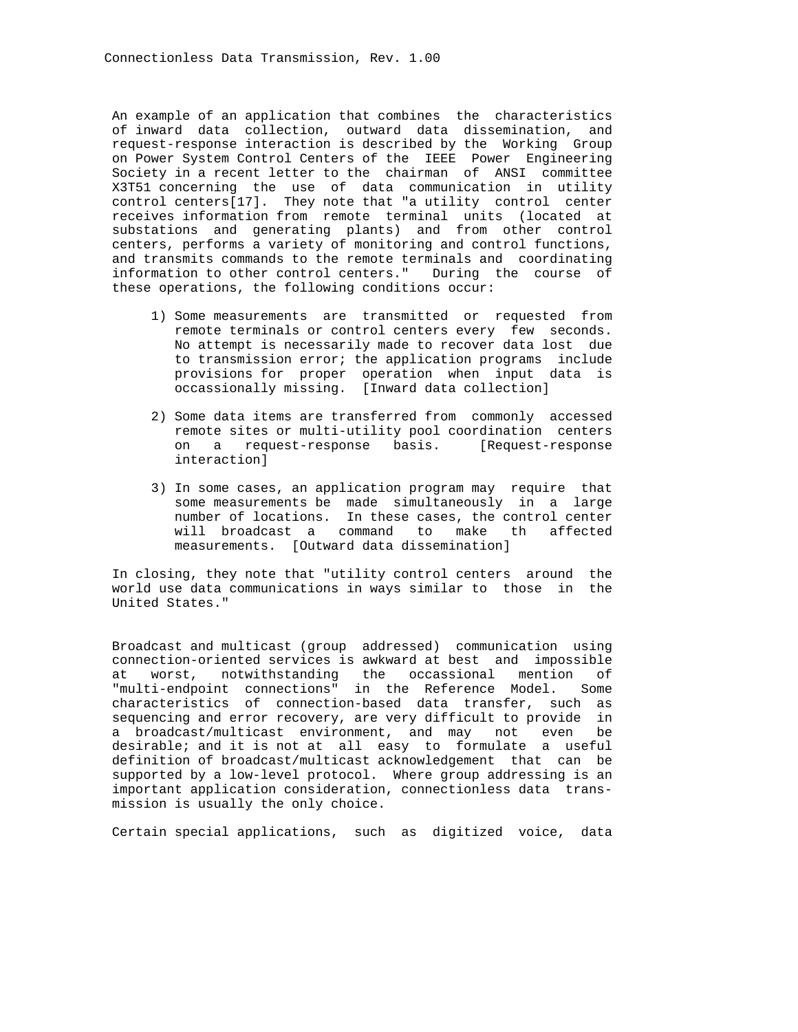An example of an application that combines the characteristics of inward data collection, outward data dissemination, and request-response interaction is described by the Working Group on Power System Control Centers of the IEEE Power Engineering Society in a recent letter to the chairman of ANSI committee X3T51 concerning the use of data communication in utility control centers[17]. They note that "a utility control center receives information from remote terminal units (located at substations and generating plants) and from other control centers, performs a variety of monitoring and control functions, and transmits commands to the remote terminals and coordinating information to other control centers." During the course of these operations, the following conditions occur:

1) Some measurements are transmitted or requested from remote terminals or control centers every few seconds. No attempt is necessarily made to recover data lost due to transmission error; the application programs include provisions for proper operation when input data is occassionally missing. [Inward data collection]

2) Some data items are transferred from commonly accessed remote sites or multi-utility pool coordination centers on a request-response basis. [Request-response interaction]

3) In some cases, an application program may require that some measurements be made simultaneously in a large number of locations. In these cases, the control center will broadcast a command to make th affected measurements. [Outward data dissemination]

In closing, they note that "utility control centers around the world use data communications in ways similar to those in the United States."

Broadcast and multicast (group addressed) communication using connection-oriented services is awkward at best and impossible at worst, notwithstanding the occassional mention of "multi-endpoint connections" in the Reference Model. Some characteristics of connection-based data transfer, such as sequencing and error recovery, are very difficult to provide in a broadcast/multicast environment, and may not even be desirable; and it is not at all easy to formulate a useful definition of broadcast/multicast acknowledgement that can be supported by a low-level protocol. Where group addressing is an important application consideration, connectionless data transmission is usually the only choice.

Certain special applications, such as digitized voice, data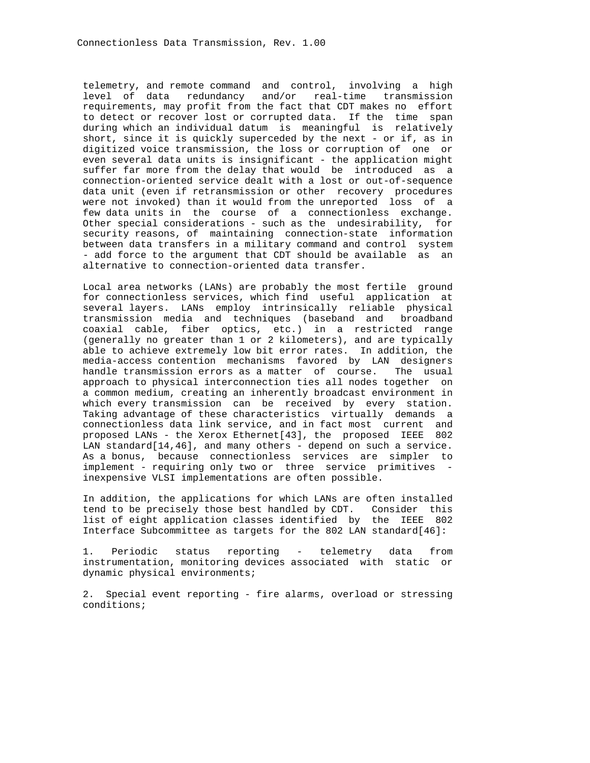telemetry, and remote command and control, involving a high level of data redundancy and/or real-time transmission requirements, may profit from the fact that CDT makes no effort to detect or recover lost or corrupted data. If the time span during which an individual datum is meaningful is relatively short, since it is quickly superceded by the next - or if, as in digitized voice transmission, the loss or corruption of one or even several data units is insignificant - the application might suffer far more from the delay that would be introduced as a connection-oriented service dealt with a lost or out-of-sequence data unit (even if retransmission or other recovery procedures were not invoked) than it would from the unreported loss of a few data units in the course of a connectionless exchange. Other special considerations - such as the undesirability, for security reasons, of maintaining connection-state information between data transfers in a military command and control system - add force to the argument that CDT should be available as an alternative to connection-oriented data transfer.

Local area networks (LANs) are probably the most fertile ground for connectionless services, which find useful application at several layers. LANs employ intrinsically reliable physical transmission media and techniques (baseband and broadband coaxial cable, fiber optics, etc.) in a restricted range (generally no greater than 1 or 2 kilometers), and are typically able to achieve extremely low bit error rates. In addition, the media-access contention mechanisms favored by LAN designers handle transmission errors as a matter of course. The usual approach to physical interconnection ties all nodes together on a common medium, creating an inherently broadcast environment in which every transmission can be received by every station. Taking advantage of these characteristics virtually demands a connectionless data link service, and in fact most current and proposed LANs - the Xerox Ethernet[43], the proposed IEEE 802 LAN standard[14,46], and many others - depend on such a service. As a bonus, because connectionless services are simpler to implement - requiring only two or three service primitives - inexpensive VLSI implementations are often possible.

In addition, the applications for which LANs are often installed tend to be precisely those best handled by CDT. Consider this list of eight application classes identified by the IEEE 802 Interface Subcommittee as targets for the 802 LAN standard[46]:

1. Periodic status reporting - telemetry data from instrumentation, monitoring devices associated with static or dynamic physical environments;

2. Special event reporting - fire alarms, overload or stressing conditions;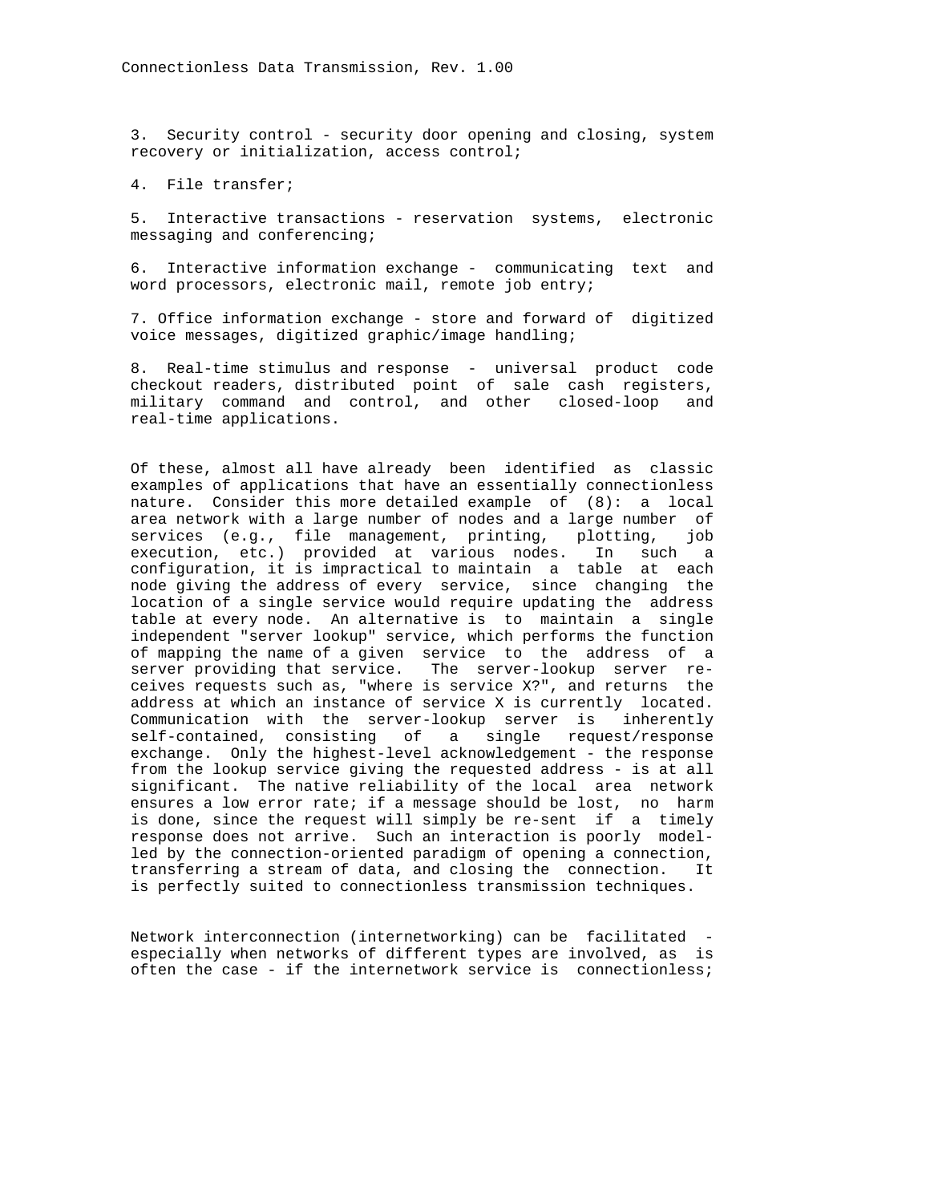3. Security control - security door opening and closing, system recovery or initialization, access control;

4. File transfer;

5. Interactive transactions - reservation systems, electronic messaging and conferencing;

6. Interactive information exchange - communicating text and word processors, electronic mail, remote job entry;

7. Office information exchange - store and forward of digitized voice messages, digitized graphic/image handling;

8. Real-time stimulus and response - universal product code checkout readers, distributed point of sale cash registers, military command and control, and other closed-loop and real-time applications.

Of these, almost all have already been identified as classic examples of applications that have an essentially connectionless nature. Consider this more detailed example of (8): a local area network with a large number of nodes and a large number of services (e.g., file management, printing, plotting, job execution, etc.) provided at various nodes. In such a configuration, it is impractical to maintain a table at each node giving the address of every service, since changing the location of a single service would require updating the address table at every node. An alternative is to maintain a single independent "server lookup" service, which performs the function of mapping the name of a given service to the address of a server providing that service. The server-lookup server receives requests such as, "where is service X?", and returns the address at which an instance of service X is currently located. Communication with the server-lookup server is inherently self-contained, consisting of a single request/response exchange. Only the highest-level acknowledgement - the response from the lookup service giving the requested address - is at all significant. The native reliability of the local area network ensures a low error rate; if a message should be lost, no harm is done, since the request will simply be re-sent if a timely response does not arrive. Such an interaction is poorly modelled by the connection-oriented paradigm of opening a connection, transferring a stream of data, and closing the connection. It is perfectly suited to connectionless transmission techniques.

Network interconnection (internetworking) can be facilitated - especially when networks of different types are involved, as is often the case - if the internetwork service is connectionless;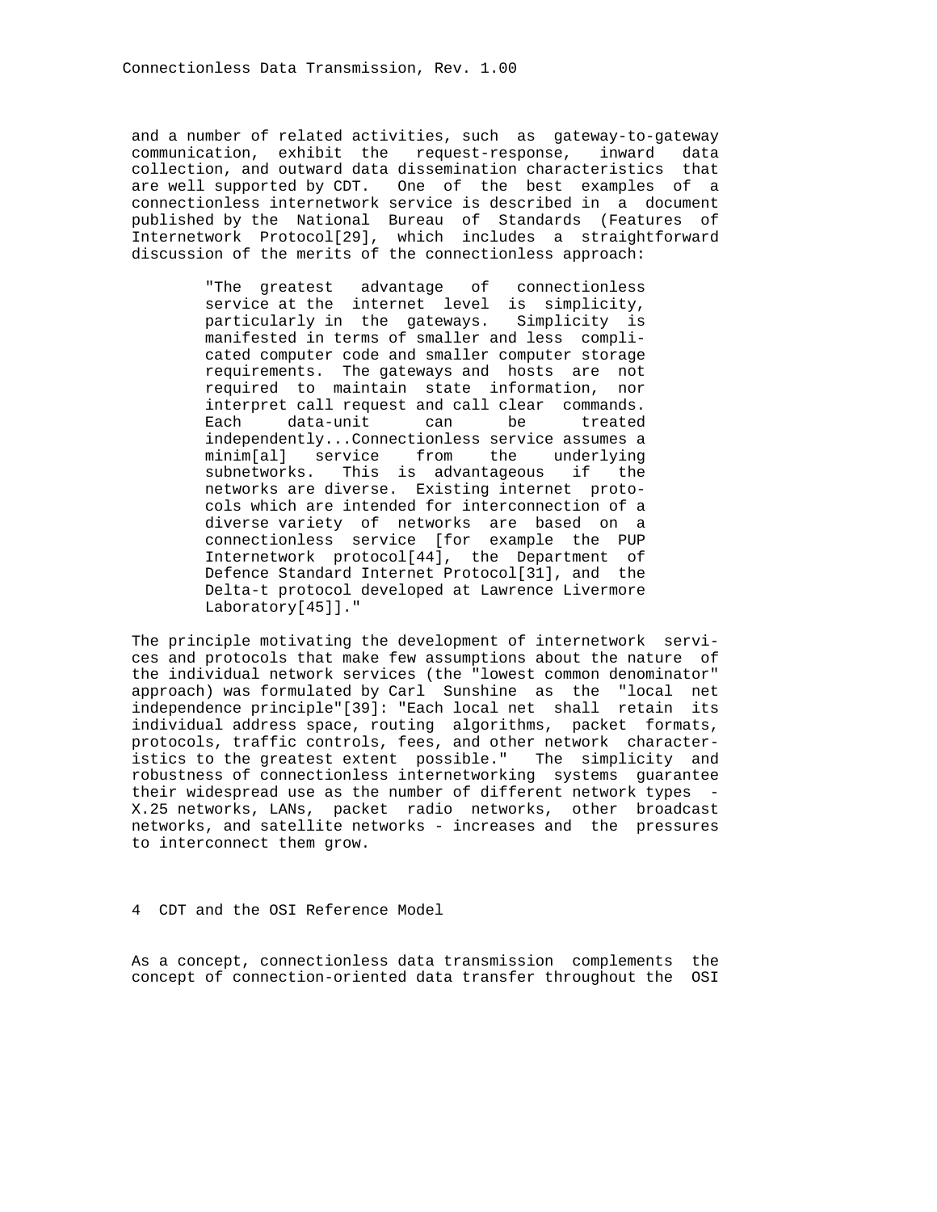and a number of related activities, such as gateway-to-gateway communication, exhibit the request-response, inward data collection, and outward data dissemination characteristics that are well supported by CDT. One of the best examples of a connectionless internetwork service is described in a document published by the National Bureau of Standards (Features of Internetwork Protocol[29], which includes a straightforward discussion of the merits of the connectionless approach:

> "The greatest advantage of connectionless service at the internet level is simplicity, particularly in the gateways. Simplicity is manifested in terms of smaller and less complicated computer code and smaller computer storage requirements. The gateways and hosts are not required to maintain state information, nor interpret call request and call clear commands. Each data-unit can be treated independently...Connectionless service assumes a minim[al] service from the underlying subnetworks. This is advantageous if the networks are diverse. Existing internet protocols which are intended for interconnection of a diverse variety of networks are based on a connectionless service [for example the PUP Internetwork protocol[44], the Department of Defence Standard Internet Protocol[31], and the Delta-t protocol developed at Lawrence Livermore Laboratory[45]]."

The principle motivating the development of internetwork services and protocols that make few assumptions about the nature of the individual network services (the "lowest common denominator" approach) was formulated by Carl Sunshine as the "local net independence principle"[39]: "Each local net shall retain its individual address space, routing algorithms, packet formats, protocols, traffic controls, fees, and other network characteristics to the greatest extent possible." The simplicity and robustness of connectionless internetworking systems guarantee their widespread use as the number of different network types - X.25 networks, LANs, packet radio networks, other broadcast networks, and satellite networks - increases and the pressures to interconnect them grow.

## 4 CDT and the OSI Reference Model

As a concept, connectionless data transmission complements the concept of connection-oriented data transfer throughout the OSI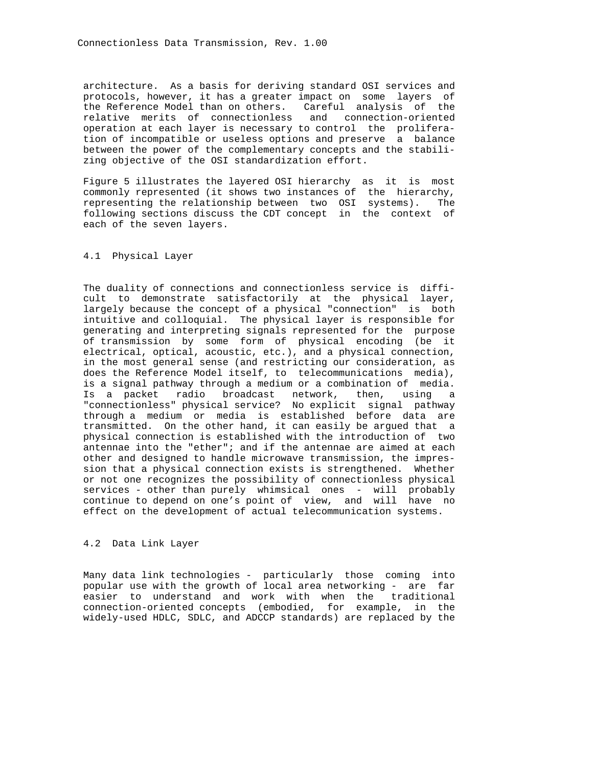architecture. As a basis for deriving standard OSI services and protocols, however, it has a greater impact on some layers of the Reference Model than on others. Careful analysis of the relative merits of connectionless and connection-oriented operation at each layer is necessary to control the proliferation of incompatible or useless options and preserve a balance between the power of the complementary concepts and the stabilizing objective of the OSI standardization effort.

Figure 5 illustrates the layered OSI hierarchy as it is most commonly represented (it shows two instances of the hierarchy, representing the relationship between two OSI systems). The following sections discuss the CDT concept in the context of each of the seven layers.

## 4.1 Physical Layer

The duality of connections and connectionless service is difficult to demonstrate satisfactorily at the physical layer, largely because the concept of a physical "connection" is both intuitive and colloquial. The physical layer is responsible for generating and interpreting signals represented for the purpose of transmission by some form of physical encoding (be it electrical, optical, acoustic, etc.), and a physical connection, in the most general sense (and restricting our consideration, as does the Reference Model itself, to telecommunications media), is a signal pathway through a medium or a combination of media. Is a packet radio broadcast network, then, using a "connectionless" physical service? No explicit signal pathway through a medium or media is established before data are transmitted. On the other hand, it can easily be argued that a physical connection is established with the introduction of two antennae into the "ether"; and if the antennae are aimed at each other and designed to handle microwave transmission, the impression that a physical connection exists is strengthened. Whether or not one recognizes the possibility of connectionless physical services - other than purely whimsical ones - will probably continue to depend on one's point of view, and will have no effect on the development of actual telecommunication systems.

## 4.2 Data Link Layer

Many data link technologies - particularly those coming into popular use with the growth of local area networking - are far easier to understand and work with when the traditional connection-oriented concepts (embodied, for example, in the widely-used HDLC, SDLC, and ADCCP standards) are replaced by the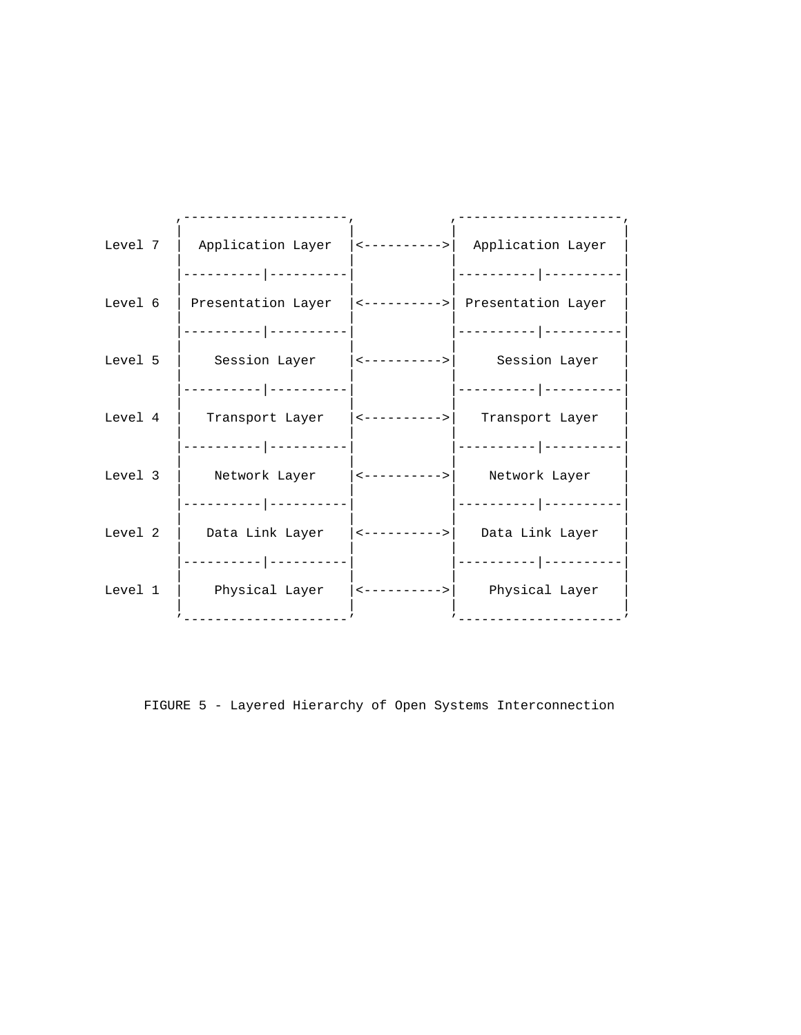```
         ,--------------------,            ,--------------------,
         |                    |            |                    |
Level 7  |  Application Layer |<---------->|  Application Layer |
         |                    |            |                    |
         |----------|---------|            |----------|---------|
         |                    |            |                    |
Level 6  | Presentation Layer |<---------->| Presentation Layer |
         |                    |            |                    |
         |----------|---------|            |----------|---------|
         |                    |            |                    |
Level 5  |    Session Layer   |<---------->|    Session Layer   |
         |                    |            |                    |
         |----------|---------|            |----------|---------|
         |                    |            |                    |
Level 4  |   Transport Layer  |<---------->|   Transport Layer  |
         |                    |            |                    |
         |----------|---------|            |----------|---------|
         |                    |            |                    |
Level 3  |    Network Layer   |<---------->|    Network Layer   |
         |                    |            |                    |
         |----------|---------|            |----------|---------|
         |                    |            |                    |
Level 2  |   Data Link Layer  |<---------->|   Data Link Layer  |
         |                    |            |                    |
         |----------|---------|            |----------|---------|
         |                    |            |                    |
Level 1  |    Physical Layer  |<---------->|    Physical Layer  |
         |                    |            |                    |
         '--------------------'            '--------------------'
```

FIGURE 5 - Layered Hierarchy of Open Systems Interconnection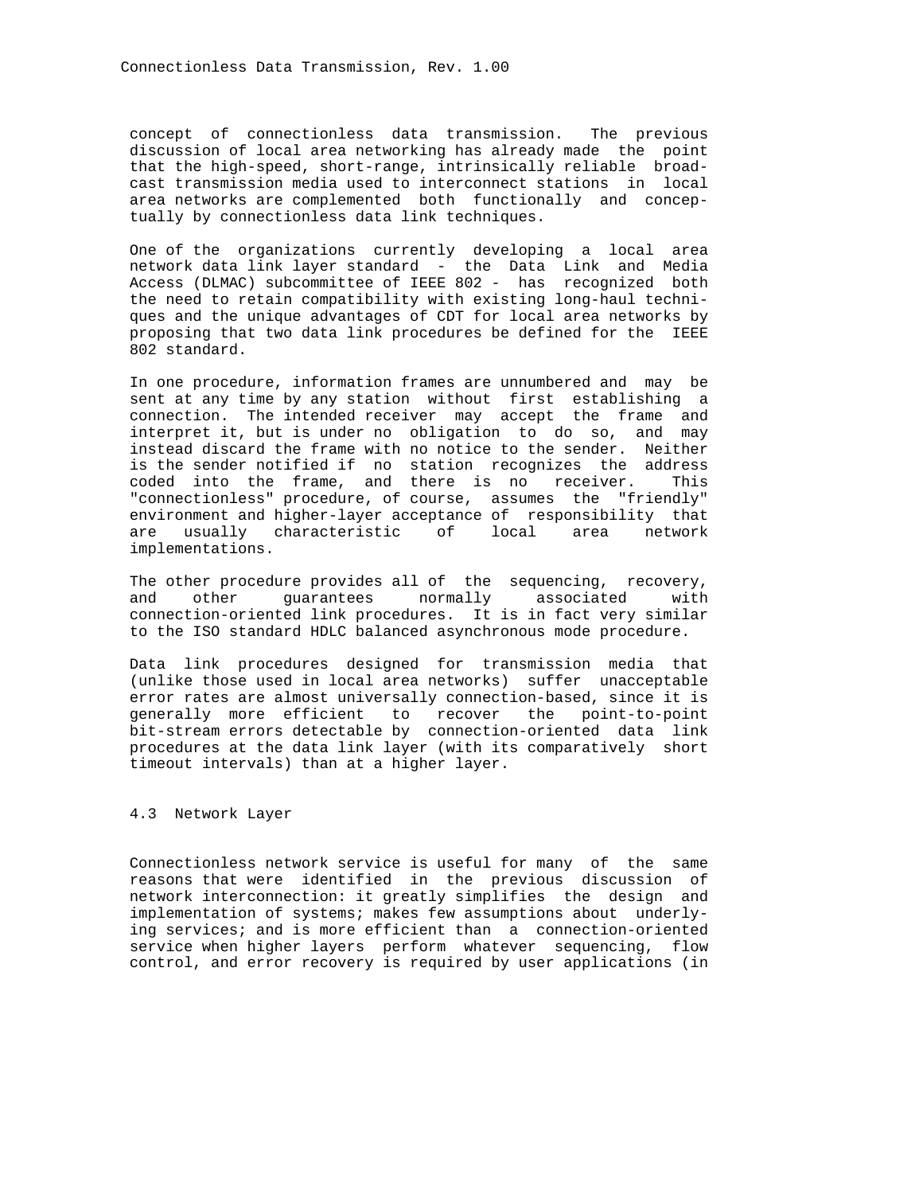concept of connectionless data transmission. The previous discussion of local area networking has already made the point that the high-speed, short-range, intrinsically reliable broadcast transmission media used to interconnect stations in local area networks are complemented both functionally and conceptually by connectionless data link techniques.

One of the organizations currently developing a local area network data link layer standard - the Data Link and Media Access (DLMAC) subcommittee of IEEE 802 - has recognized both the need to retain compatibility with existing long-haul techniques and the unique advantages of CDT for local area networks by proposing that two data link procedures be defined for the IEEE 802 standard.

In one procedure, information frames are unnumbered and may be sent at any time by any station without first establishing a connection. The intended receiver may accept the frame and interpret it, but is under no obligation to do so, and may instead discard the frame with no notice to the sender. Neither is the sender notified if no station recognizes the address coded into the frame, and there is no receiver. This "connectionless" procedure, of course, assumes the "friendly" environment and higher-layer acceptance of responsibility that are usually characteristic of local area network implementations.

The other procedure provides all of the sequencing, recovery, and other guarantees normally associated with connection-oriented link procedures. It is in fact very similar to the ISO standard HDLC balanced asynchronous mode procedure.

Data link procedures designed for transmission media that (unlike those used in local area networks) suffer unacceptable error rates are almost universally connection-based, since it is generally more efficient to recover the point-to-point bit-stream errors detectable by connection-oriented data link procedures at the data link layer (with its comparatively short timeout intervals) than at a higher layer.

### 4.3 Network Layer

Connectionless network service is useful for many of the same reasons that were identified in the previous discussion of network interconnection: it greatly simplifies the design and implementation of systems; makes few assumptions about underlying services; and is more efficient than a connection-oriented service when higher layers perform whatever sequencing, flow control, and error recovery is required by user applications (in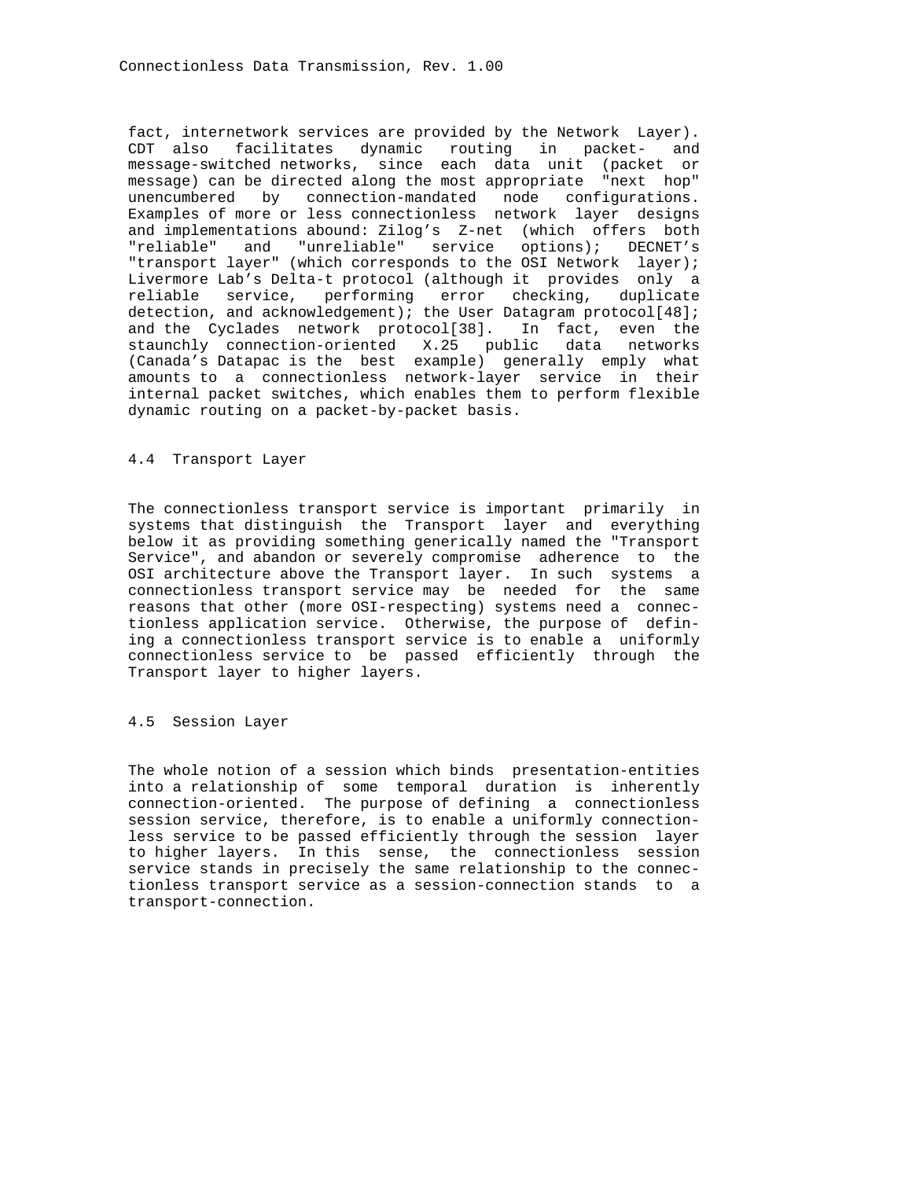fact, internetwork services are provided by the Network Layer). CDT also facilitates dynamic routing in packet- and message-switched networks, since each data unit (packet or message) can be directed along the most appropriate "next hop" unencumbered by connection-mandated node configurations. Examples of more or less connectionless network layer designs and implementations abound: Zilog's Z-net (which offers both "reliable" and "unreliable" service options); DECNET's "transport layer" (which corresponds to the OSI Network layer); Livermore Lab's Delta-t protocol (although it provides only a reliable service, performing error checking, duplicate detection, and acknowledgement); the User Datagram protocol[48]; and the Cyclades network protocol[38]. In fact, even the staunchly connection-oriented X.25 public data networks (Canada's Datapac is the best example) generally emply what amounts to a connectionless network-layer service in their internal packet switches, which enables them to perform flexible dynamic routing on a packet-by-packet basis.

## 4.4 Transport Layer

The connectionless transport service is important primarily in systems that distinguish the Transport layer and everything below it as providing something generically named the "Transport Service", and abandon or severely compromise adherence to the OSI architecture above the Transport layer. In such systems a connectionless transport service may be needed for the same reasons that other (more OSI-respecting) systems need a connectionless application service. Otherwise, the purpose of defining a connectionless transport service is to enable a uniformly connectionless service to be passed efficiently through the Transport layer to higher layers.

## 4.5 Session Layer

The whole notion of a session which binds presentation-entities into a relationship of some temporal duration is inherently connection-oriented. The purpose of defining a connectionless session service, therefore, is to enable a uniformly connectionless service to be passed efficiently through the session layer to higher layers. In this sense, the connectionless session service stands in precisely the same relationship to the connectionless transport service as a session-connection stands to a transport-connection.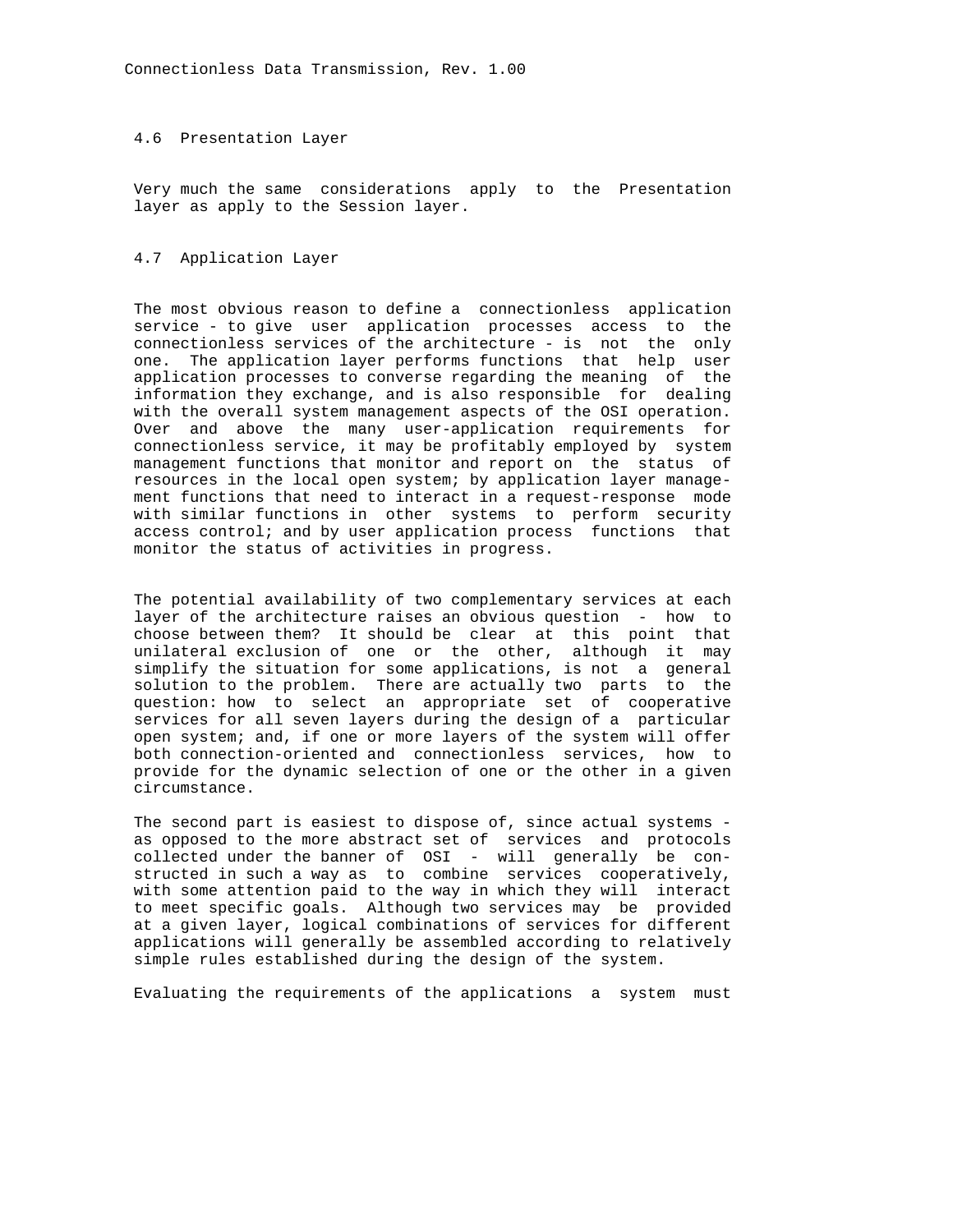## 4.6 Presentation Layer

Very much the same considerations apply to the Presentation layer as apply to the Session layer.

## 4.7 Application Layer

The most obvious reason to define a connectionless application service - to give user application processes access to the connectionless services of the architecture - is not the only one. The application layer performs functions that help user application processes to converse regarding the meaning of the information they exchange, and is also responsible for dealing with the overall system management aspects of the OSI operation. Over and above the many user-application requirements for connectionless service, it may be profitably employed by system management functions that monitor and report on the status of resources in the local open system; by application layer management functions that need to interact in a request-response mode with similar functions in other systems to perform security access control; and by user application process functions that monitor the status of activities in progress.

The potential availability of two complementary services at each layer of the architecture raises an obvious question - how to choose between them? It should be clear at this point that unilateral exclusion of one or the other, although it may simplify the situation for some applications, is not a general solution to the problem. There are actually two parts to the question: how to select an appropriate set of cooperative services for all seven layers during the design of a particular open system; and, if one or more layers of the system will offer both connection-oriented and connectionless services, how to provide for the dynamic selection of one or the other in a given circumstance.

The second part is easiest to dispose of, since actual systems - as opposed to the more abstract set of services and protocols collected under the banner of OSI - will generally be constructed in such a way as to combine services cooperatively, with some attention paid to the way in which they will interact to meet specific goals. Although two services may be provided at a given layer, logical combinations of services for different applications will generally be assembled according to relatively simple rules established during the design of the system.

Evaluating the requirements of the applications a system must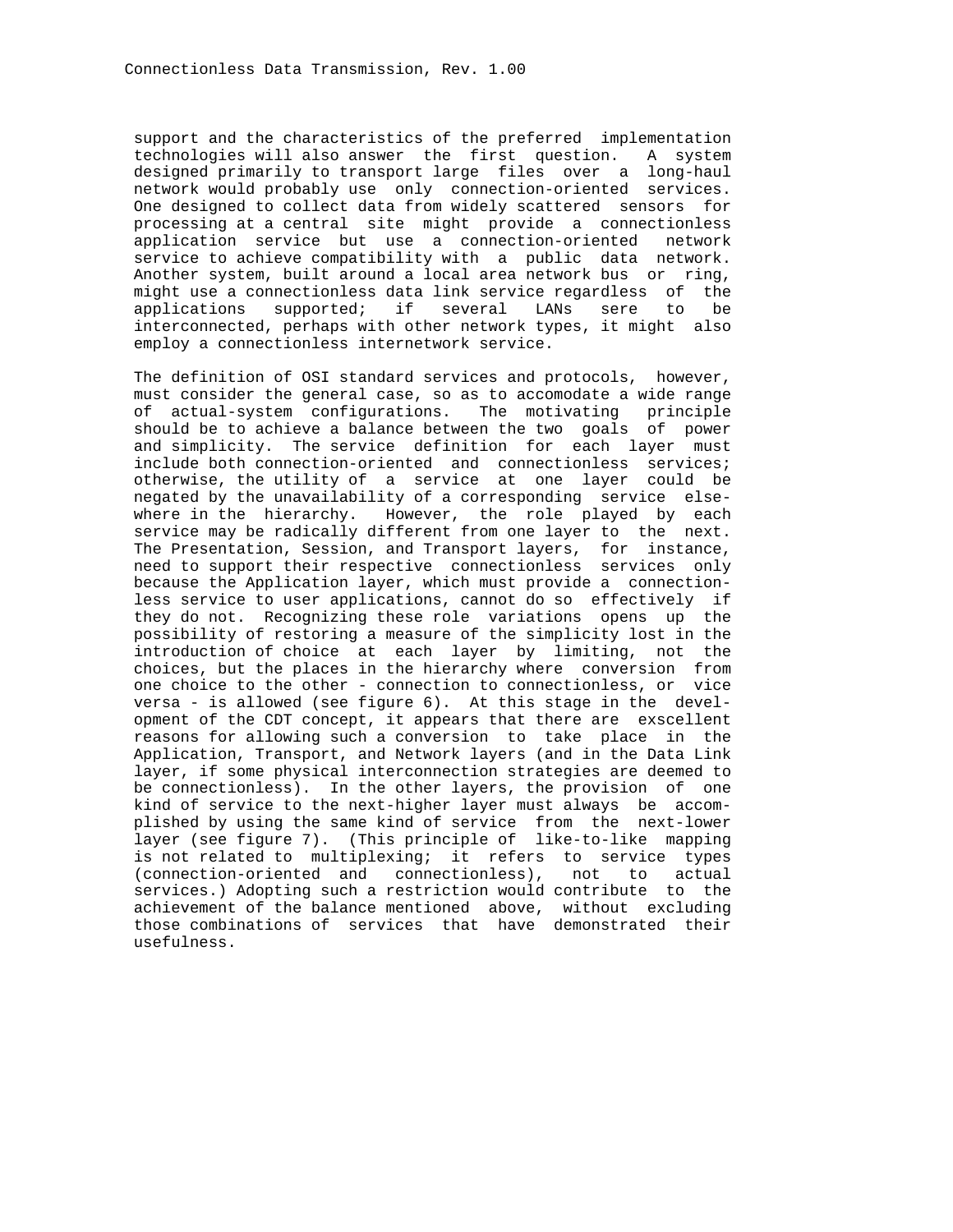support and the characteristics of the preferred implementation technologies will also answer the first question. A system designed primarily to transport large files over a long-haul network would probably use only connection-oriented services. One designed to collect data from widely scattered sensors for processing at a central site might provide a connectionless application service but use a connection-oriented network service to achieve compatibility with a public data network. Another system, built around a local area network bus or ring, might use a connectionless data link service regardless of the applications supported; if several LANs sere to be interconnected, perhaps with other network types, it might also employ a connectionless internetwork service.

The definition of OSI standard services and protocols, however, must consider the general case, so as to accomodate a wide range of actual-system configurations. The motivating principle should be to achieve a balance between the two goals of power and simplicity. The service definition for each layer must include both connection-oriented and connectionless services; otherwise, the utility of a service at one layer could be negated by the unavailability of a corresponding service elsewhere in the hierarchy. However, the role played by each service may be radically different from one layer to the next. The Presentation, Session, and Transport layers, for instance, need to support their respective connectionless services only because the Application layer, which must provide a connectionless service to user applications, cannot do so effectively if they do not. Recognizing these role variations opens up the possibility of restoring a measure of the simplicity lost in the introduction of choice at each layer by limiting, not the choices, but the places in the hierarchy where conversion from one choice to the other - connection to connectionless, or vice versa - is allowed (see figure 6). At this stage in the development of the CDT concept, it appears that there are exscellent reasons for allowing such a conversion to take place in the Application, Transport, and Network layers (and in the Data Link layer, if some physical interconnection strategies are deemed to be connectionless). In the other layers, the provision of one kind of service to the next-higher layer must always be accomplished by using the same kind of service from the next-lower layer (see figure 7). (This principle of like-to-like mapping is not related to multiplexing; it refers to service types (connection-oriented and connectionless), not to actual services.) Adopting such a restriction would contribute to the achievement of the balance mentioned above, without excluding those combinations of services that have demonstrated their usefulness.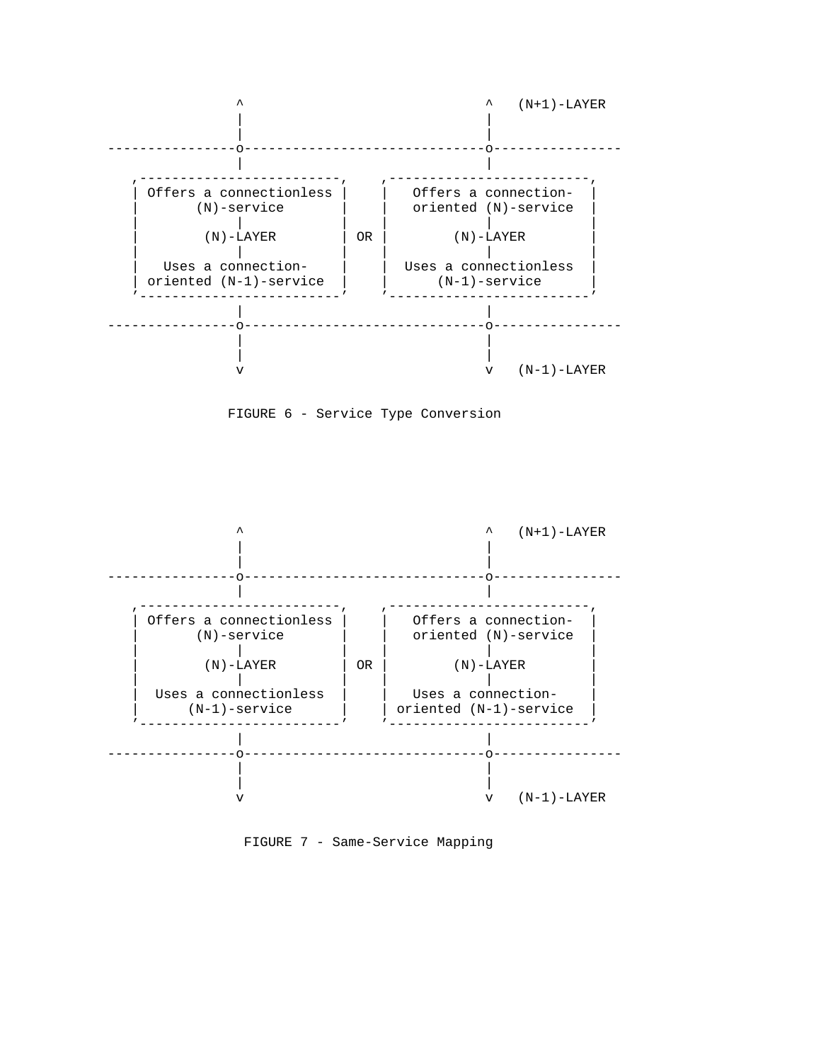```
               ^                              ^   (N+1)-LAYER
               |                              |
               |                              |
---------------o------------------------------o----------------
               |                              |
   ,-------------------------,    ,-------------------------,
   | Offers a connectionless |    |   Offers a connection-  |
   |       (N)-service       |    |   oriented (N)-service  |
   |            |            |    |            |            |
   |        (N)-LAYER        | OR |        (N)-LAYER        |
   |            |            |    |            |            |
   |   Uses a connection-    |    |  Uses a connectionless  |
   | oriented (N-1)-service  |    |      (N-1)-service      |
   '-------------------------'    '-------------------------'
               |                              |
---------------o------------------------------o----------------
               |                              |
               |                              |
               v                              v   (N-1)-LAYER
```

FIGURE 6 - Service Type Conversion

```
               ^                              ^   (N+1)-LAYER
               |                              |
               |                              |
---------------o------------------------------o----------------
               |                              |
   ,-------------------------,    ,-------------------------,
   | Offers a connectionless |    |   Offers a connection-  |
   |       (N)-service       |    |   oriented (N)-service  |
   |            |            |    |            |            |
   |        (N)-LAYER        | OR |        (N)-LAYER        |
   |            |            |    |            |            |
   |  Uses a connectionless  |    |   Uses a connection-    |
   |      (N-1)-service      |    | oriented (N-1)-service  |
   '-------------------------'    '-------------------------'
               |                              |
---------------o------------------------------o----------------
               |                              |
               |                              |
               v                              v   (N-1)-LAYER
```

FIGURE 7 - Same-Service Mapping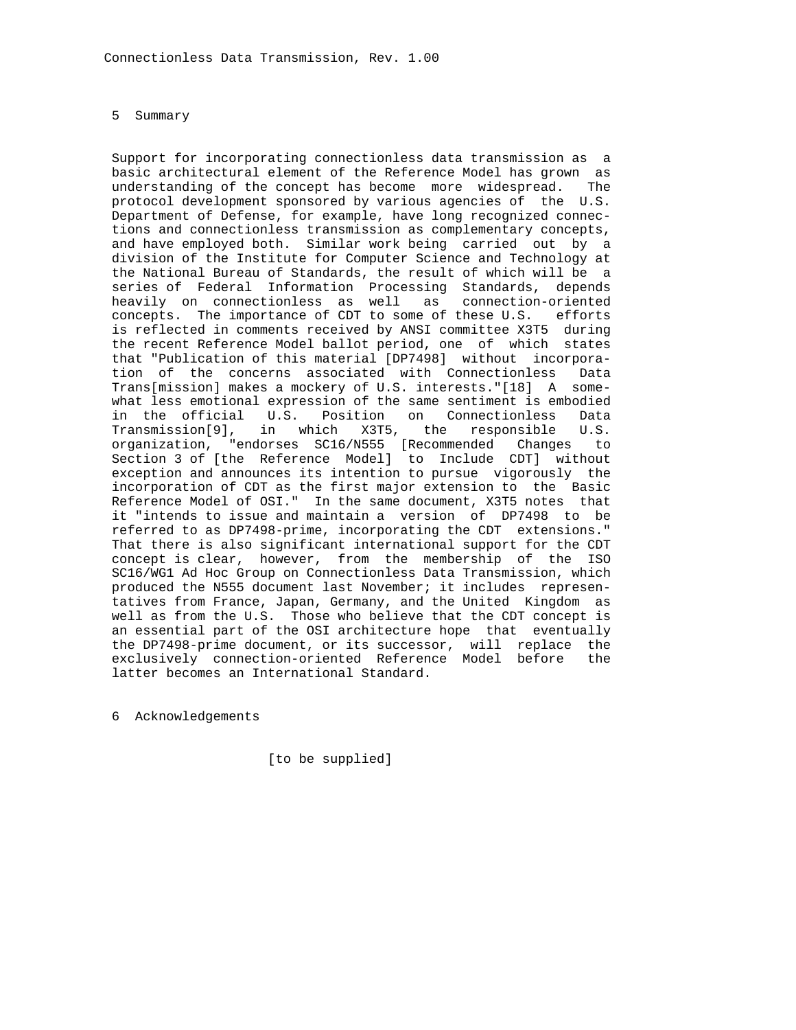## 5 Summary

Support for incorporating connectionless data transmission as a basic architectural element of the Reference Model has grown as understanding of the concept has become more widespread. The protocol development sponsored by various agencies of the U.S. Department of Defense, for example, have long recognized connections and connectionless transmission as complementary concepts, and have employed both. Similar work being carried out by a division of the Institute for Computer Science and Technology at the National Bureau of Standards, the result of which will be a series of Federal Information Processing Standards, depends heavily on connectionless as well as connection-oriented concepts. The importance of CDT to some of these U.S. efforts is reflected in comments received by ANSI committee X3T5 during the recent Reference Model ballot period, one of which states that "Publication of this material [DP7498] without incorporation of the concerns associated with Connectionless Data Trans[mission] makes a mockery of U.S. interests."[18] A somewhat less emotional expression of the same sentiment is embodied in the official U.S. Position on Connectionless Data Transmission[9], in which X3T5, the responsible U.S. organization, "endorses SC16/N555 [Recommended Changes to Section 3 of [the Reference Model] to Include CDT] without exception and announces its intention to pursue vigorously the incorporation of CDT as the first major extension to the Basic Reference Model of OSI." In the same document, X3T5 notes that it "intends to issue and maintain a version of DP7498 to be referred to as DP7498-prime, incorporating the CDT extensions." That there is also significant international support for the CDT concept is clear, however, from the membership of the ISO SC16/WG1 Ad Hoc Group on Connectionless Data Transmission, which produced the N555 document last November; it includes representatives from France, Japan, Germany, and the United Kingdom as well as from the U.S. Those who believe that the CDT concept is an essential part of the OSI architecture hope that eventually the DP7498-prime document, or its successor, will replace the exclusively connection-oriented Reference Model before the latter becomes an International Standard.

## 6 Acknowledgements

[to be supplied]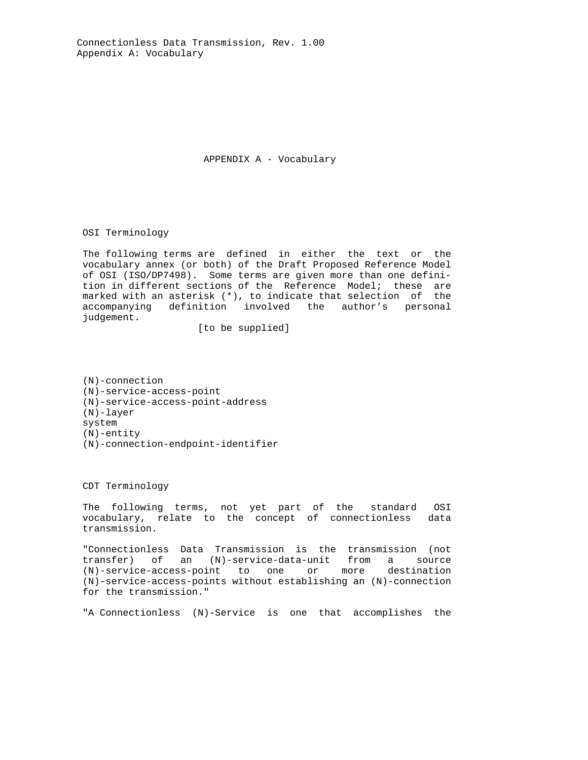# APPENDIX A - Vocabulary

## OSI Terminology

The following terms are defined in either the text or the vocabulary annex (or both) of the Draft Proposed Reference Model of OSI (ISO/DP7498). Some terms are given more than one definition in different sections of the Reference Model; these are marked with an asterisk (*), to indicate that selection of the accompanying definition involved the author’s personal judgement.

[to be supplied]

(N)-connection
(N)-service-access-point
(N)-service-access-point-address
(N)-layer
system
(N)-entity
(N)-connection-endpoint-identifier

## CDT Terminology

The following terms, not yet part of the standard OSI vocabulary, relate to the concept of connectionless data transmission.

"Connectionless Data Transmission is the transmission (not transfer) of an (N)-service-data-unit from a source (N)-service-access-point to one or more destination (N)-service-access-points without establishing an (N)-connection for the transmission."

"A Connectionless (N)-Service is one that accomplishes the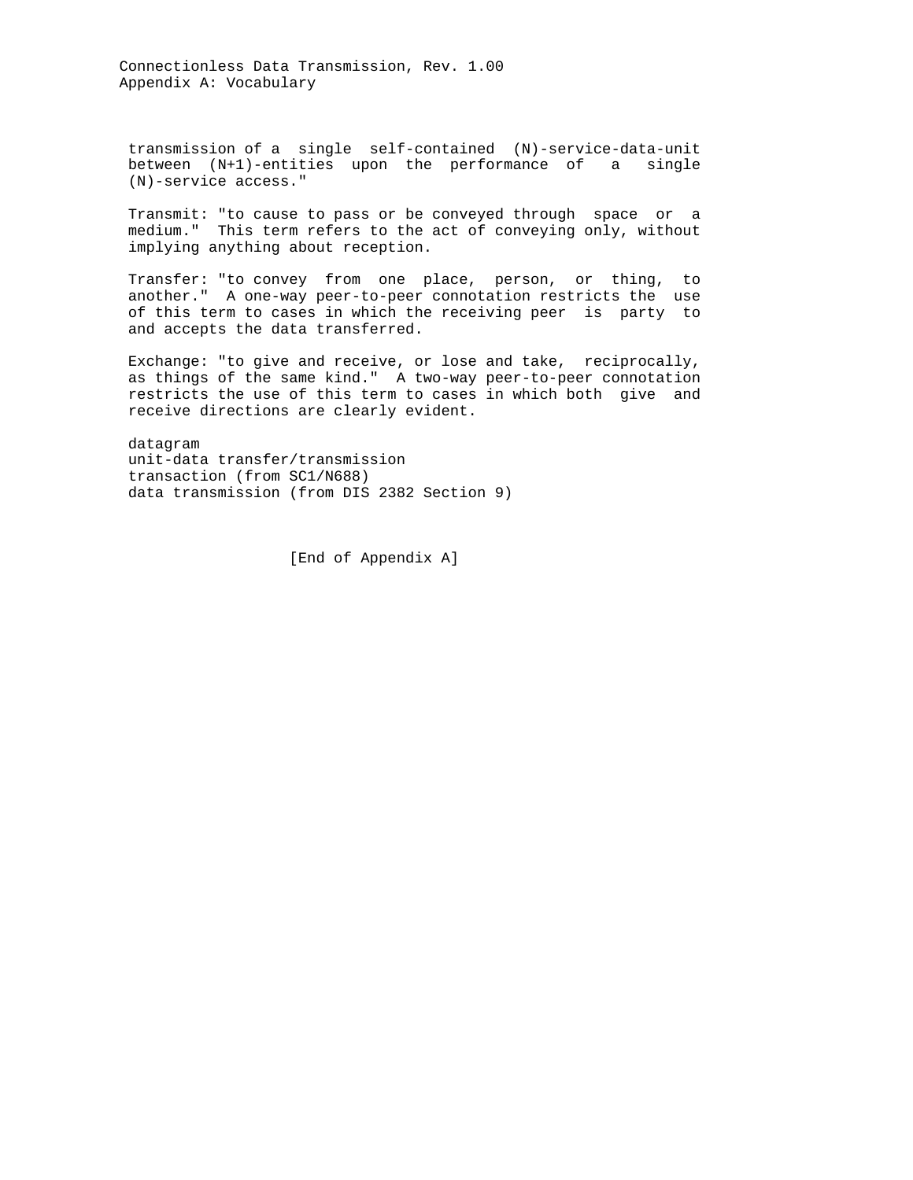transmission of a single self-contained (N)-service-data-unit between (N+1)-entities upon the performance of a single (N)-service access."

Transmit: "to cause to pass or be conveyed through space or a medium." This term refers to the act of conveying only, without implying anything about reception.

Transfer: "to convey from one place, person, or thing, to another." A one-way peer-to-peer connotation restricts the use of this term to cases in which the receiving peer is party to and accepts the data transferred.

Exchange: "to give and receive, or lose and take, reciprocally, as things of the same kind." A two-way peer-to-peer connotation restricts the use of this term to cases in which both give and receive directions are clearly evident.

datagram
unit-data transfer/transmission
transaction (from SC1/N688)
data transmission (from DIS 2382 Section 9)

[End of Appendix A]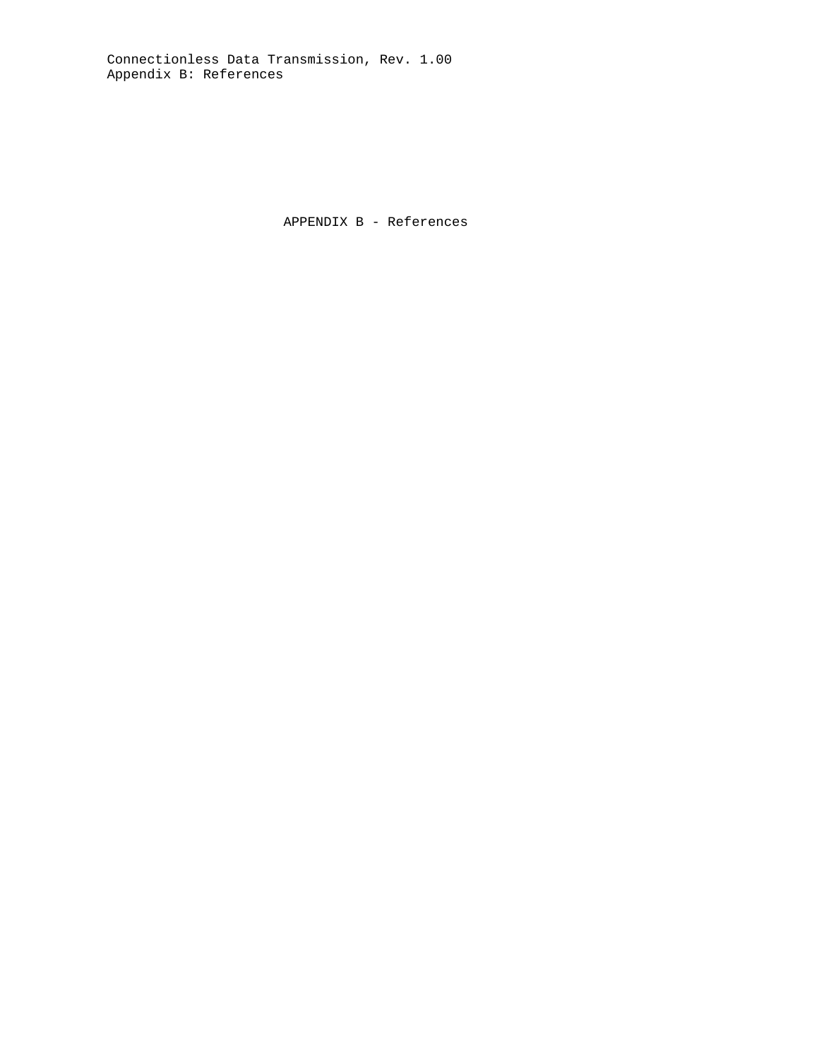# APPENDIX B - References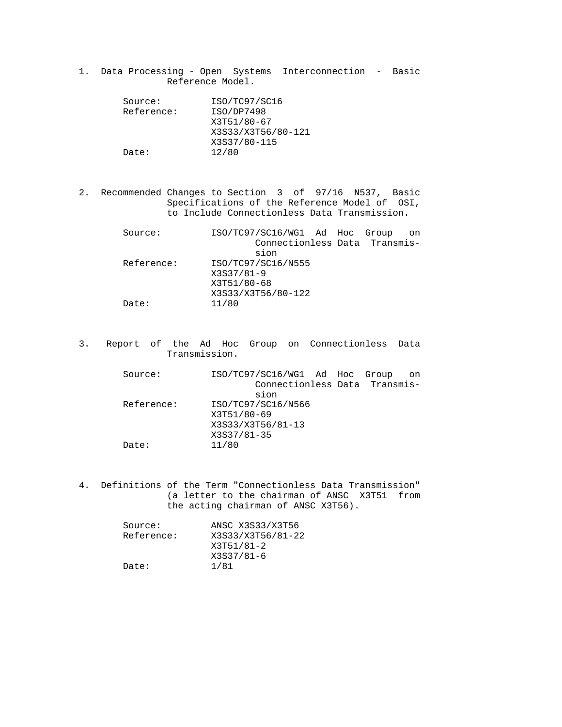1. Data Processing - Open Systems Interconnection - Basic Reference Model.

   Source: ISO/TC97/SC16
   Reference: ISO/DP7498
   X3T51/80-67
   X3S33/X3T56/80-121
   X3S37/80-115
   Date: 12/80

2. Recommended Changes to Section 3 of 97/16 N537, Basic Specifications of the Reference Model of OSI, to Include Connectionless Data Transmission.

   Source: ISO/TC97/SC16/WG1 Ad Hoc Group on Connectionless Data Transmission
   Reference: ISO/TC97/SC16/N555
   X3S37/81-9
   X3T51/80-68
   X3S33/X3T56/80-122
   Date: 11/80

3. Report of the Ad Hoc Group on Connectionless Data Transmission.

   Source: ISO/TC97/SC16/WG1 Ad Hoc Group on Connectionless Data Transmission
   Reference: ISO/TC97/SC16/N566
   X3T51/80-69
   X3S33/X3T56/81-13
   X3S37/81-35
   Date: 11/80

4. Definitions of the Term "Connectionless Data Transmission" (a letter to the chairman of ANSC X3T51 from the acting chairman of ANSC X3T56).

   Source: ANSC X3S33/X3T56
   Reference: X3S33/X3T56/81-22
   X3T51/81-2
   X3S37/81-6
   Date: 1/81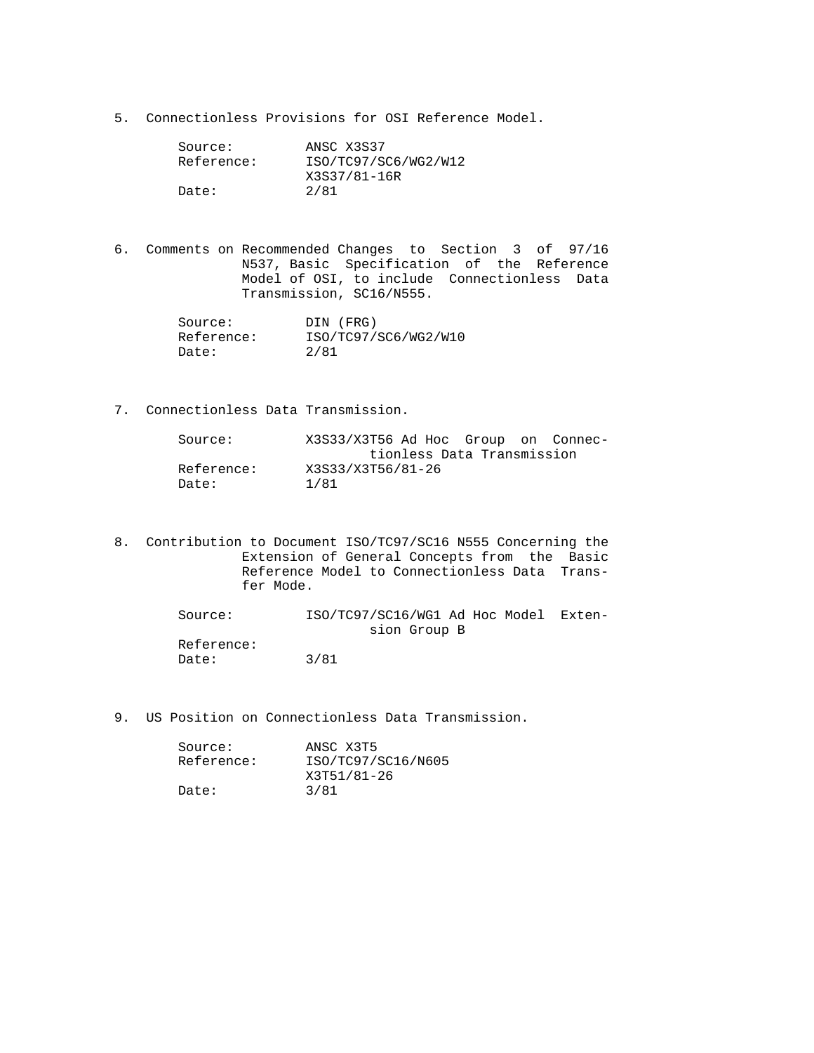5. Connectionless Provisions for OSI Reference Model.

   Source: ANSC X3S37
   Reference: ISO/TC97/SC6/WG2/W12
   X3S37/81-16R
   Date: 2/81

6. Comments on Recommended Changes to Section 3 of 97/16 N537, Basic Specification of the Reference Model of OSI, to include Connectionless Data Transmission, SC16/N555.

   Source: DIN (FRG)
   Reference: ISO/TC97/SC6/WG2/W10
   Date: 2/81

7. Connectionless Data Transmission.

   Source: X3S33/X3T56 Ad Hoc Group on Connectionless Data Transmission
   Reference: X3S33/X3T56/81-26
   Date: 1/81

8. Contribution to Document ISO/TC97/SC16 N555 Concerning the Extension of General Concepts from the Basic Reference Model to Connectionless Data Transfer Mode.

   Source: ISO/TC97/SC16/WG1 Ad Hoc Model Extension Group B
   Reference:
   Date: 3/81

9. US Position on Connectionless Data Transmission.

   Source: ANSC X3T5
   Reference: ISO/TC97/SC16/N605
   X3T51/81-26
   Date: 3/81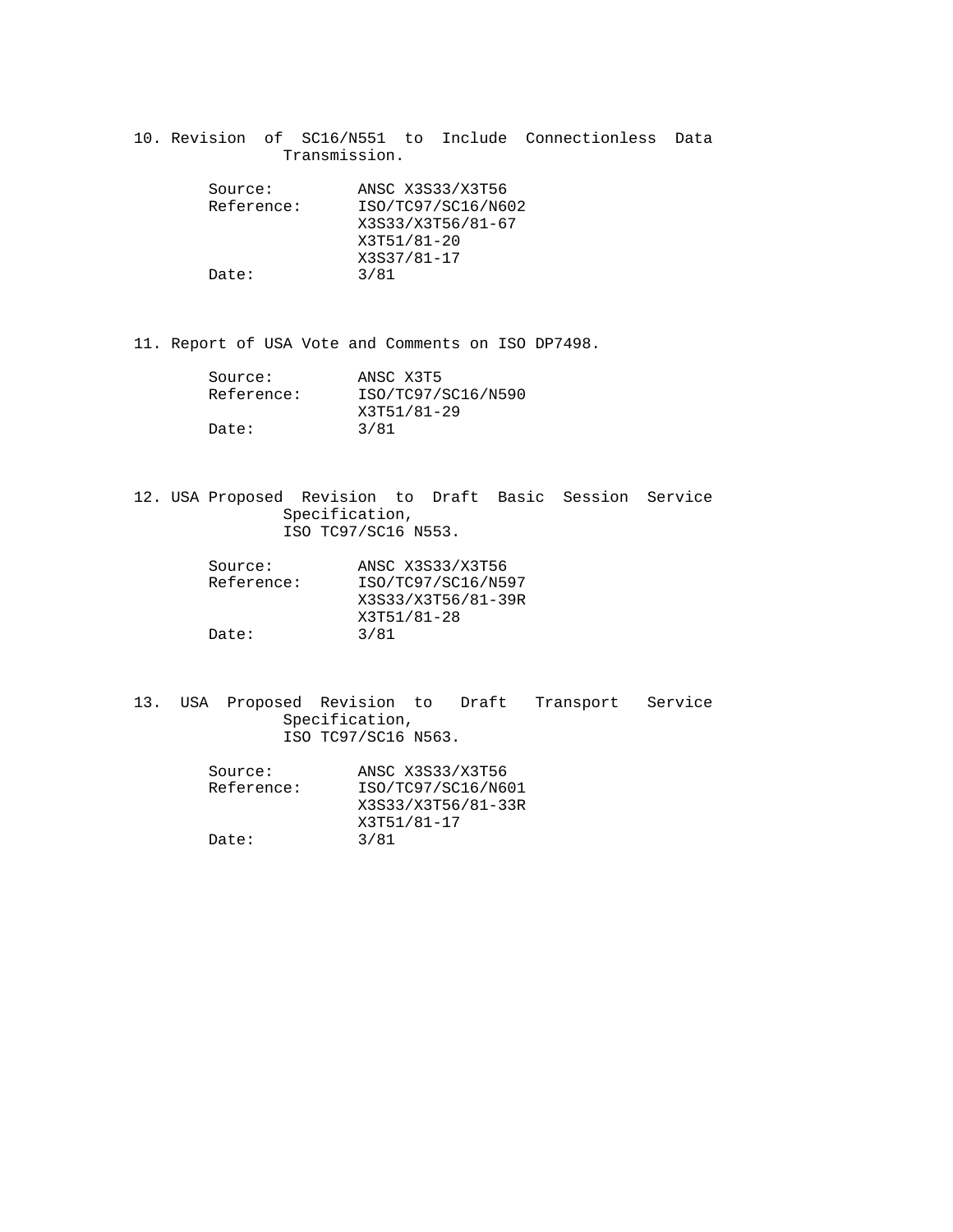10. Revision of SC16/N551 to Include Connectionless Data Transmission.

    Source: ANSC X3S33/X3T56
    Reference: ISO/TC97/SC16/N602
    X3S33/X3T56/81-67
    X3T51/81-20
    X3S37/81-17
    Date: 3/81

11. Report of USA Vote and Comments on ISO DP7498.

    Source: ANSC X3T5
    Reference: ISO/TC97/SC16/N590
    X3T51/81-29
    Date: 3/81

12. USA Proposed Revision to Draft Basic Session Service Specification, ISO TC97/SC16 N553.

    Source: ANSC X3S33/X3T56
    Reference: ISO/TC97/SC16/N597
    X3S33/X3T56/81-39R
    X3T51/81-28
    Date: 3/81

13. USA Proposed Revision to Draft Transport Service Specification, ISO TC97/SC16 N563.

    Source: ANSC X3S33/X3T56
    Reference: ISO/TC97/SC16/N601
    X3S33/X3T56/81-33R
    X3T51/81-17
    Date: 3/81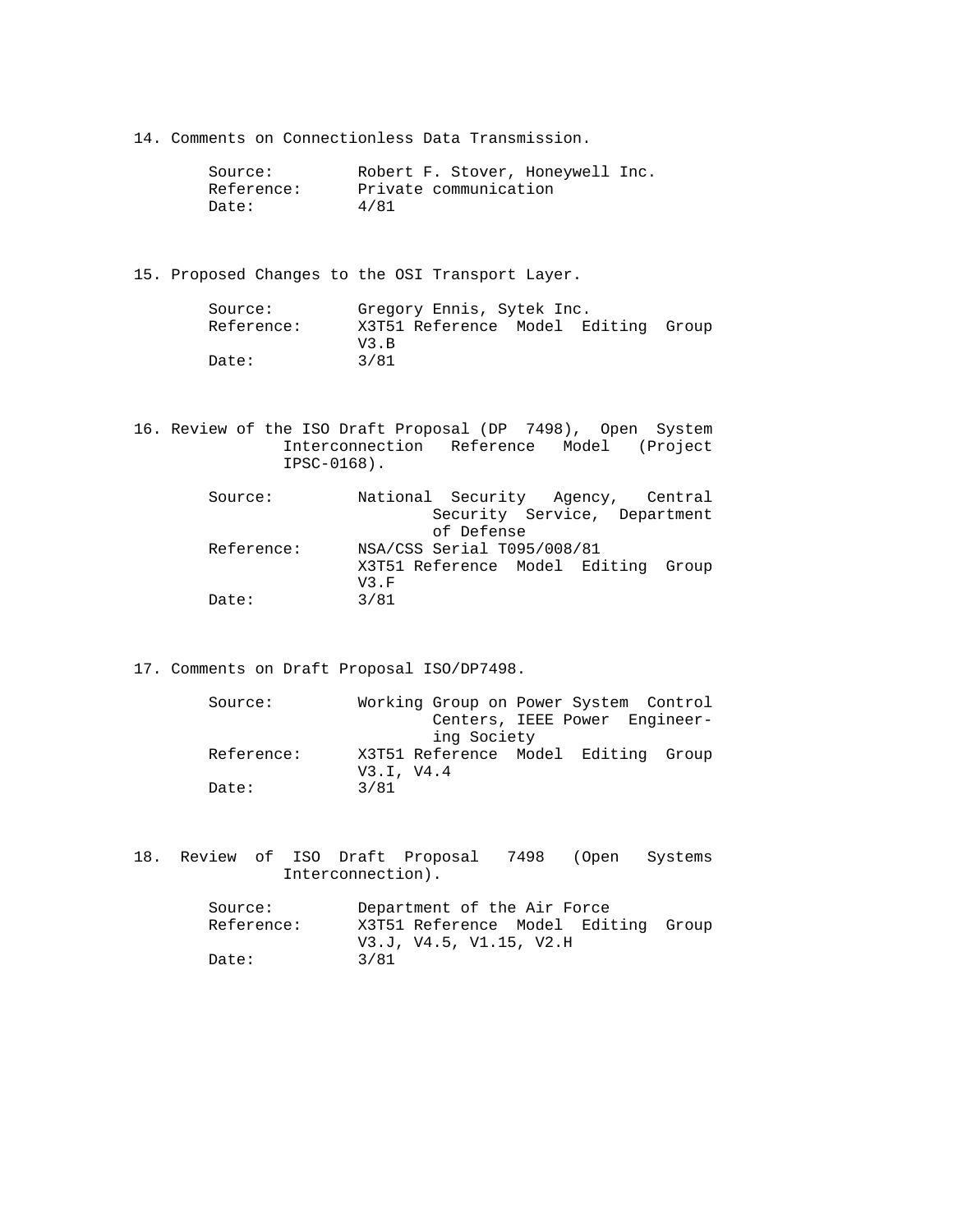14. Comments on Connectionless Data Transmission.

    Source: Robert F. Stover, Honeywell Inc.
    Reference: Private communication
    Date: 4/81

15. Proposed Changes to the OSI Transport Layer.

    Source: Gregory Ennis, Sytek Inc.
    Reference: X3T51 Reference Model Editing Group V3.B
    Date: 3/81

16. Review of the ISO Draft Proposal (DP 7498), Open System Interconnection Reference Model (Project IPSC-0168).

    Source: National Security Agency, Central Security Service, Department of Defense
    Reference: NSA/CSS Serial T095/008/81
    X3T51 Reference Model Editing Group V3.F
    Date: 3/81

17. Comments on Draft Proposal ISO/DP7498.

    Source: Working Group on Power System Control Centers, IEEE Power Engineering Society
    Reference: X3T51 Reference Model Editing Group V3.I, V4.4
    Date: 3/81

18. Review of ISO Draft Proposal 7498 (Open Systems Interconnection).

    Source: Department of the Air Force
    Reference: X3T51 Reference Model Editing Group V3.J, V4.5, V1.15, V2.H
    Date: 3/81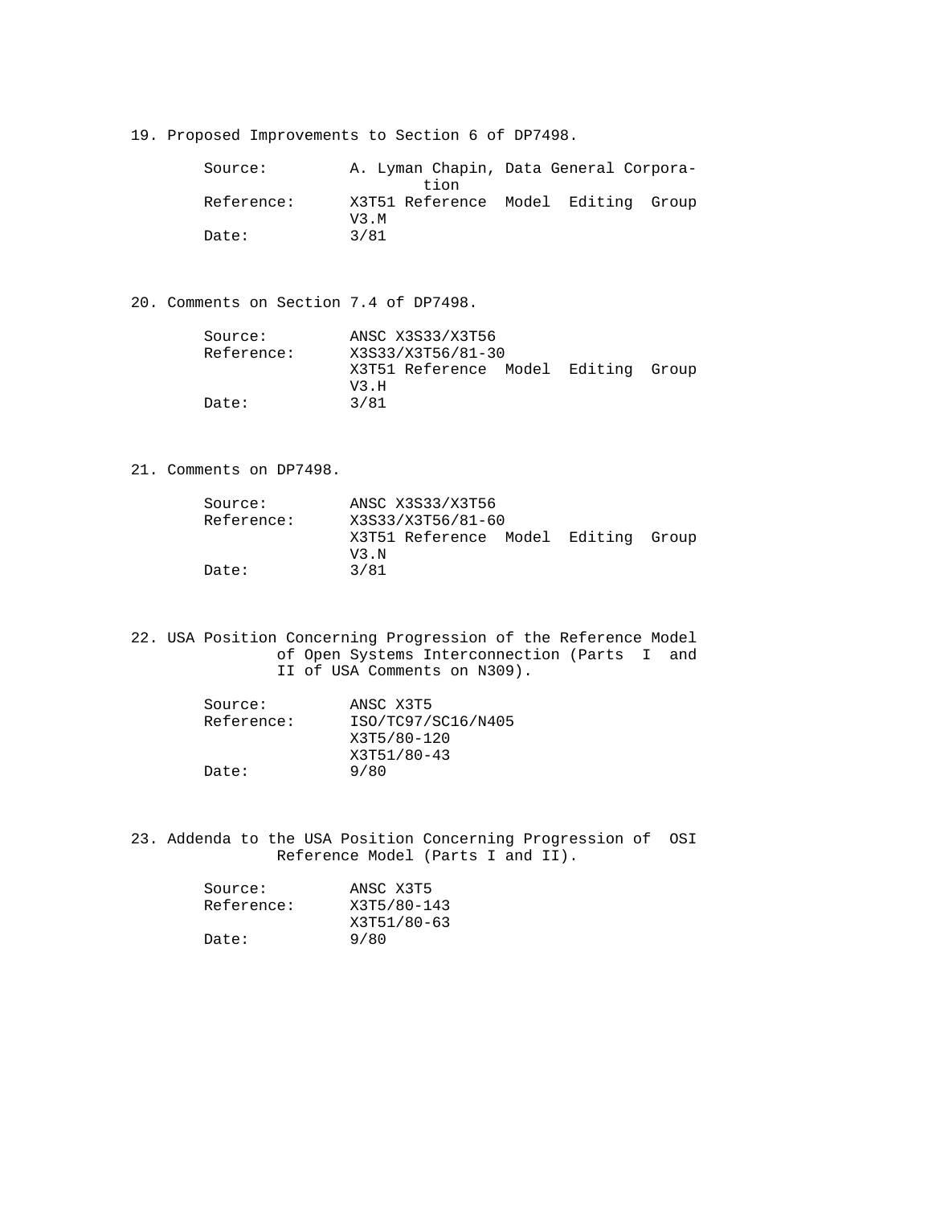19. Proposed Improvements to Section 6 of DP7498.

    Source: A. Lyman Chapin, Data General Corporation
    Reference: X3T51 Reference Model Editing Group V3.M
    Date: 3/81

20. Comments on Section 7.4 of DP7498.

    Source: ANSC X3S33/X3T56
    Reference: X3S33/X3T56/81-30
    X3T51 Reference Model Editing Group V3.H
    Date: 3/81

21. Comments on DP7498.

    Source: ANSC X3S33/X3T56
    Reference: X3S33/X3T56/81-60
    X3T51 Reference Model Editing Group V3.N
    Date: 3/81

22. USA Position Concerning Progression of the Reference Model of Open Systems Interconnection (Parts I and II of USA Comments on N309).

    Source: ANSC X3T5
    Reference: ISO/TC97/SC16/N405
    X3T5/80-120
    X3T51/80-43
    Date: 9/80

23. Addenda to the USA Position Concerning Progression of OSI Reference Model (Parts I and II).

    Source: ANSC X3T5
    Reference: X3T5/80-143
    X3T51/80-63
    Date: 9/80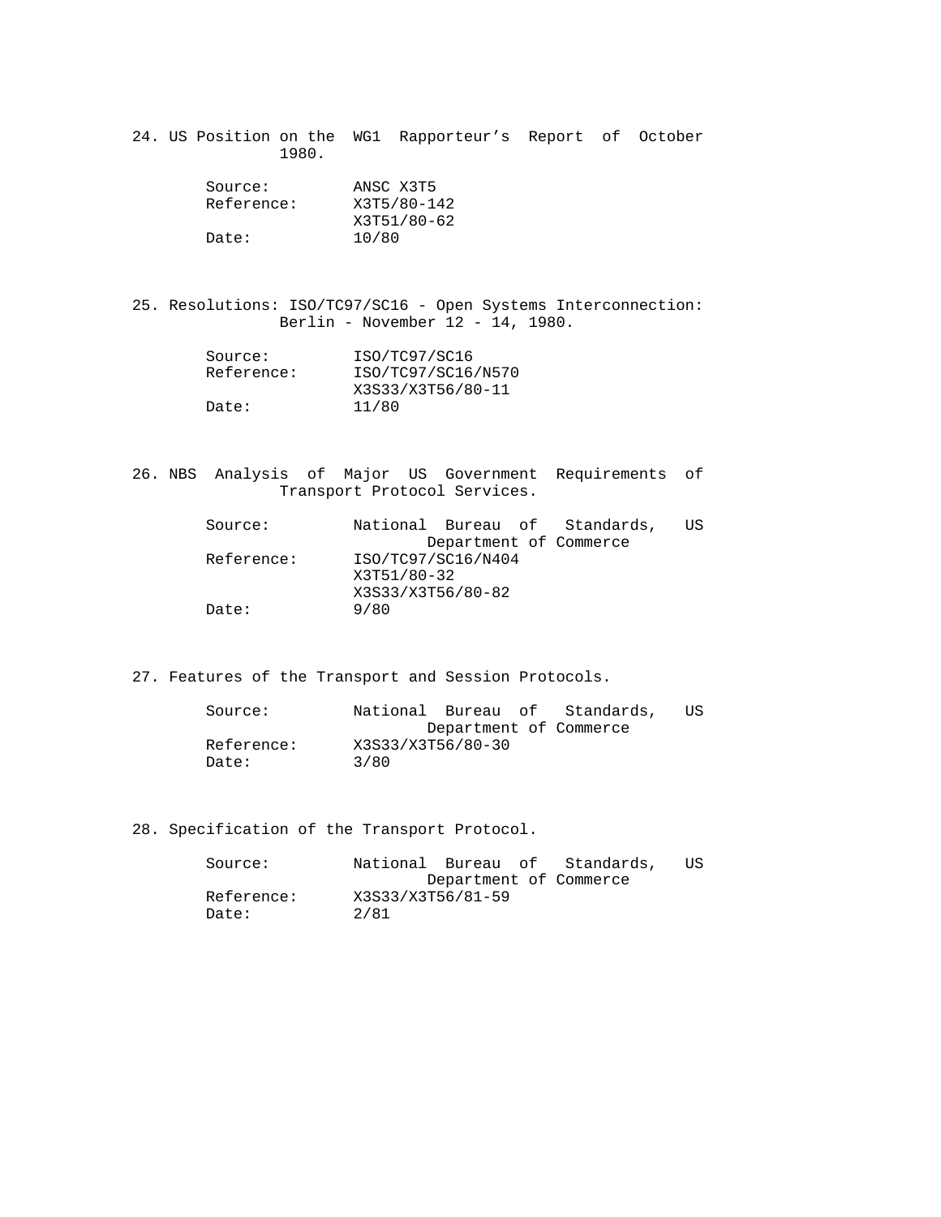24. US Position on the WG1 Rapporteur's Report of October 1980.

    Source: ANSC X3T5
    Reference: X3T5/80-142
    X3T51/80-62
    Date: 10/80

25. Resolutions: ISO/TC97/SC16 - Open Systems Interconnection: Berlin - November 12 - 14, 1980.

    Source: ISO/TC97/SC16
    Reference: ISO/TC97/SC16/N570
    X3S33/X3T56/80-11
    Date: 11/80

26. NBS Analysis of Major US Government Requirements of Transport Protocol Services.

    Source: National Bureau of Standards, US Department of Commerce
    Reference: ISO/TC97/SC16/N404
    X3T51/80-32
    X3S33/X3T56/80-82
    Date: 9/80

27. Features of the Transport and Session Protocols.

    Source: National Bureau of Standards, US Department of Commerce
    Reference: X3S33/X3T56/80-30
    Date: 3/80

28. Specification of the Transport Protocol.

    Source: National Bureau of Standards, US Department of Commerce
    Reference: X3S33/X3T56/81-59
    Date: 2/81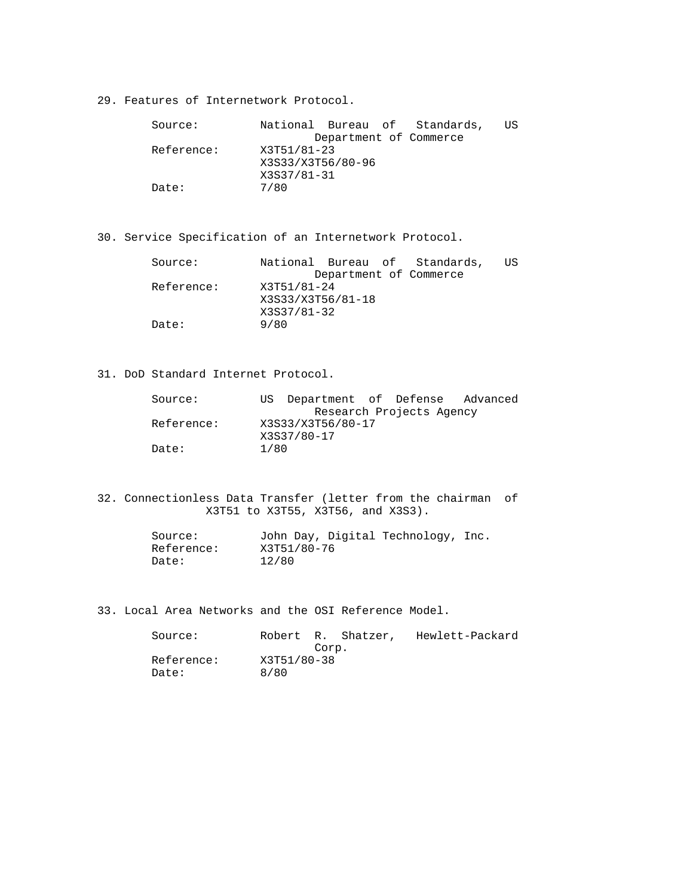29. Features of Internetwork Protocol.

    Source: National Bureau of Standards, US Department of Commerce
    Reference: X3T51/81-23
    X3S33/X3T56/80-96
    X3S37/81-31
    Date: 7/80

30. Service Specification of an Internetwork Protocol.

    Source: National Bureau of Standards, US Department of Commerce
    Reference: X3T51/81-24
    X3S33/X3T56/81-18
    X3S37/81-32
    Date: 9/80

31. DoD Standard Internet Protocol.

    Source: US Department of Defense Advanced Research Projects Agency
    Reference: X3S33/X3T56/80-17
    X3S37/80-17
    Date: 1/80

32. Connectionless Data Transfer (letter from the chairman of X3T51 to X3T55, X3T56, and X3S3).

    Source: John Day, Digital Technology, Inc.
    Reference: X3T51/80-76
    Date: 12/80

33. Local Area Networks and the OSI Reference Model.

    Source: Robert R. Shatzer, Hewlett-Packard Corp.
    Reference: X3T51/80-38
    Date: 8/80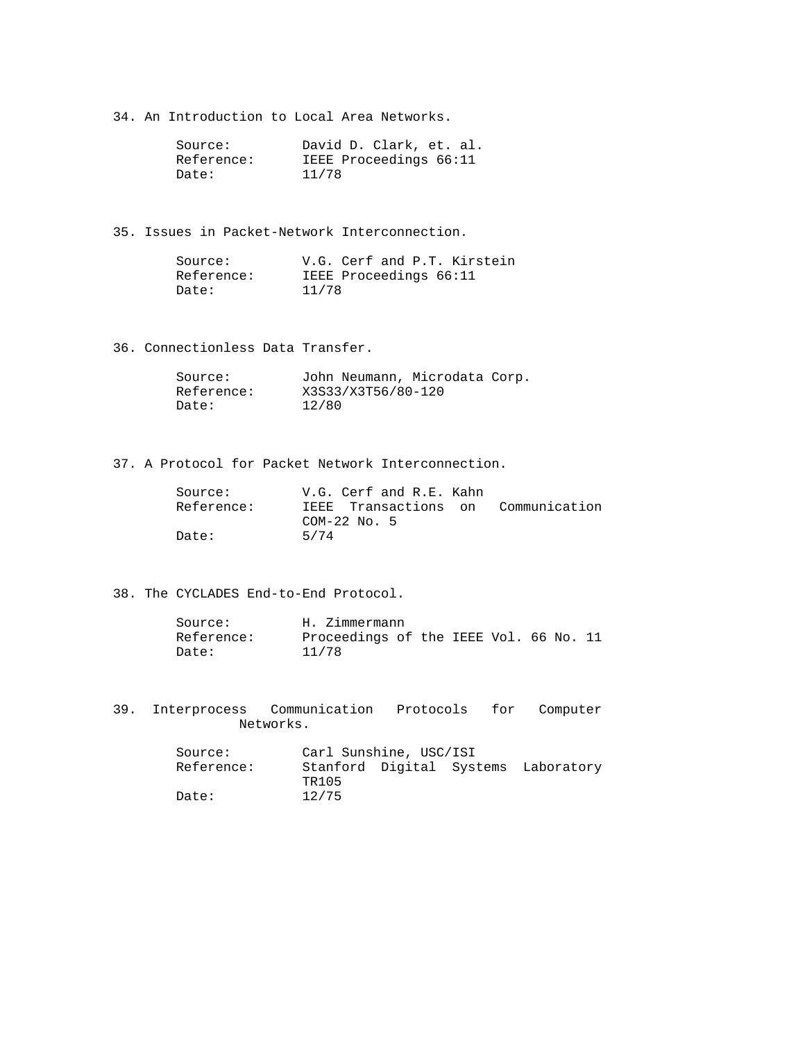34. An Introduction to Local Area Networks.

Source: David D. Clark, et. al.
Reference: IEEE Proceedings 66:11
Date: 11/78

35. Issues in Packet-Network Interconnection.

Source: V.G. Cerf and P.T. Kirstein
Reference: IEEE Proceedings 66:11
Date: 11/78

36. Connectionless Data Transfer.

Source: John Neumann, Microdata Corp.
Reference: X3S33/X3T56/80-120
Date: 12/80

37. A Protocol for Packet Network Interconnection.

Source: V.G. Cerf and R.E. Kahn
Reference: IEEE Transactions on Communication COM-22 No. 5
Date: 5/74

38. The CYCLADES End-to-End Protocol.

Source: H. Zimmermann
Reference: Proceedings of the IEEE Vol. 66 No. 11
Date: 11/78

39. Interprocess Communication Protocols for Computer Networks.

Source: Carl Sunshine, USC/ISI
Reference: Stanford Digital Systems Laboratory TR105
Date: 12/75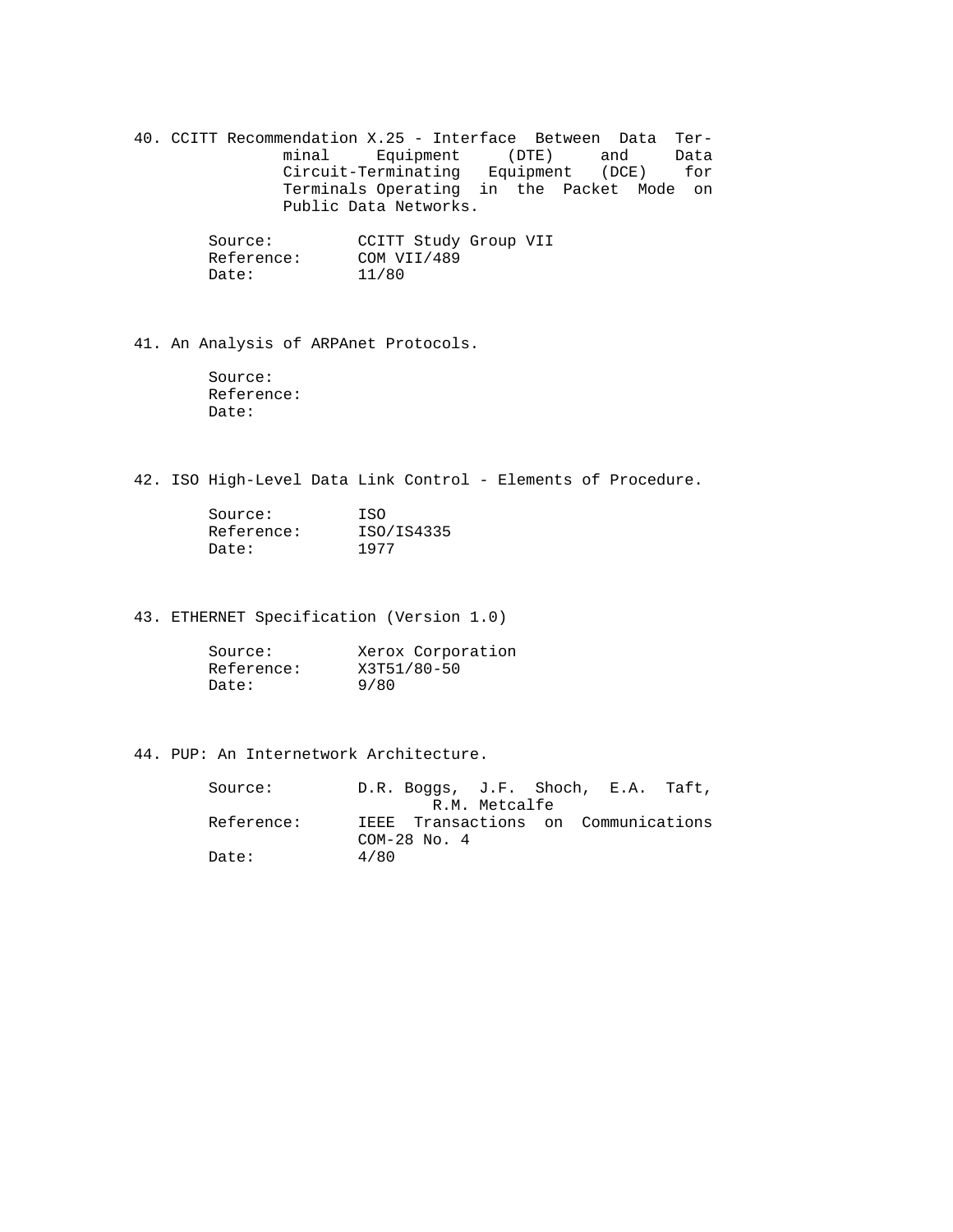40. CCITT Recommendation X.25 - Interface Between Data Terminal Equipment (DTE) and Data Circuit-Terminating Equipment (DCE) for Terminals Operating in the Packet Mode on Public Data Networks.

    Source: CCITT Study Group VII
    Reference: COM VII/489
    Date: 11/80

41. An Analysis of ARPAnet Protocols.

    Source:
    Reference:
    Date:

42. ISO High-Level Data Link Control - Elements of Procedure.

    Source: ISO
    Reference: ISO/IS4335
    Date: 1977

43. ETHERNET Specification (Version 1.0)

    Source: Xerox Corporation
    Reference: X3T51/80-50
    Date: 9/80

44. PUP: An Internetwork Architecture.

    Source: D.R. Boggs, J.F. Shoch, E.A. Taft, R.M. Metcalfe
    Reference: IEEE Transactions on Communications COM-28 No. 4
    Date: 4/80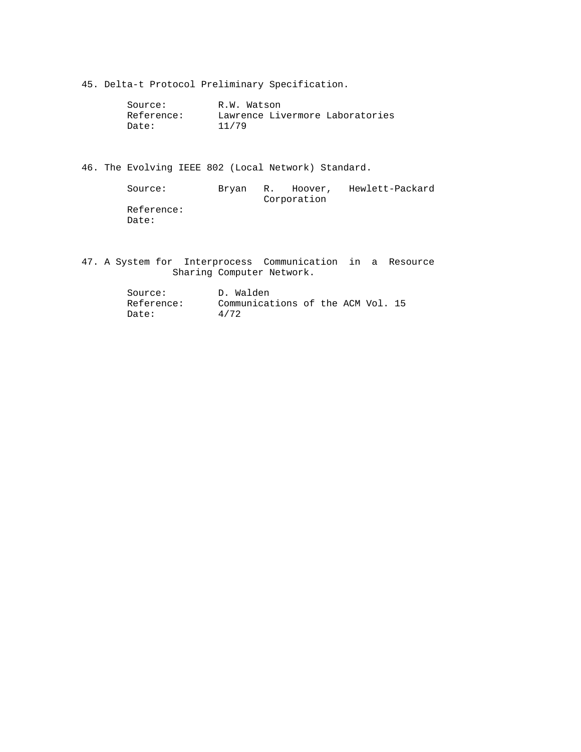45. Delta-t Protocol Preliminary Specification.

Source: R.W. Watson
Reference: Lawrence Livermore Laboratories
Date: 11/79

46. The Evolving IEEE 802 (Local Network) Standard.

Source: Bryan R. Hoover, Hewlett-Packard Corporation
Reference:
Date:

47. A System for Interprocess Communication in a Resource Sharing Computer Network.

Source: D. Walden
Reference: Communications of the ACM Vol. 15
Date: 4/72